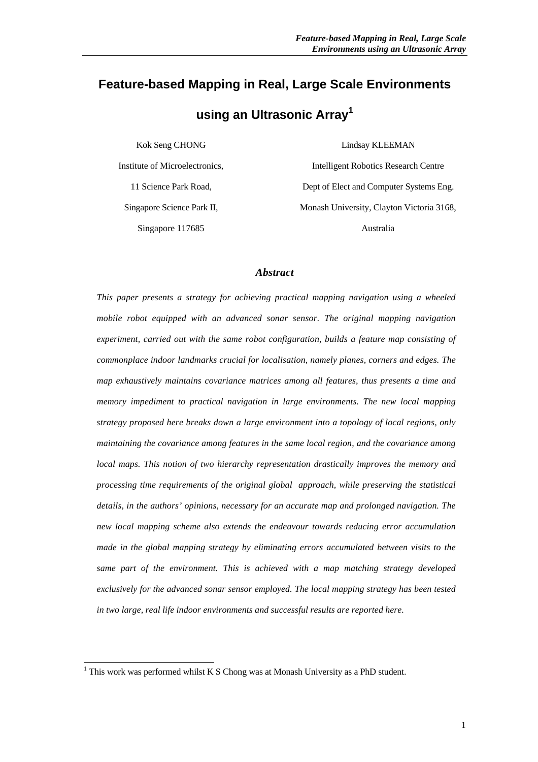# Feature-based Mapping in Real, Large Scale Environments using an Ultrasonic Array[1]

Kok Seng CHONG

Institute of Microelectronics,

11 Science Park Road,

Singapore Science Park II,

Singapore 117685

Lindsay KLEEMAN

Intelligent Robotics Research Centre

Dept of Elect and Computer Systems Eng.

Monash University, Clayton Victoria 3168,

Australia

## *Abstract*

*This paper presents a strategy for achieving practical mapping navigation using a wheeled mobile robot equipped with an advanced sonar sensor. The original mapping navigation experiment, carried out with the same robot configuration, builds a feature map consisting of commonplace indoor landmarks crucial for localisation, namely planes, corners and edges. The map exhaustively maintains covariance matrices among all features, thus presents a time and memory impediment to practical navigation in large environments. The new local mapping strategy proposed here breaks down a large environment into a topology of local regions, only maintaining the covariance among features in the same local region, and the covariance among local maps. This notion of two hierarchy representation drastically improves the memory and processing time requirements of the original global approach, while preserving the statistical details, in the authors' opinions, necessary for an accurate map and prolonged navigation. The new local mapping scheme also extends the endeavour towards reducing error accumulation made in the global mapping strategy by eliminating errors accumulated between visits to the same part of the environment. This is achieved with a map matching strategy developed exclusively for the advanced sonar sensor employed. The local mapping strategy has been tested in two large, real life indoor environments and successful results are reported here.*

[1] This work was performed whilst K S Chong was at Monash University as a PhD student.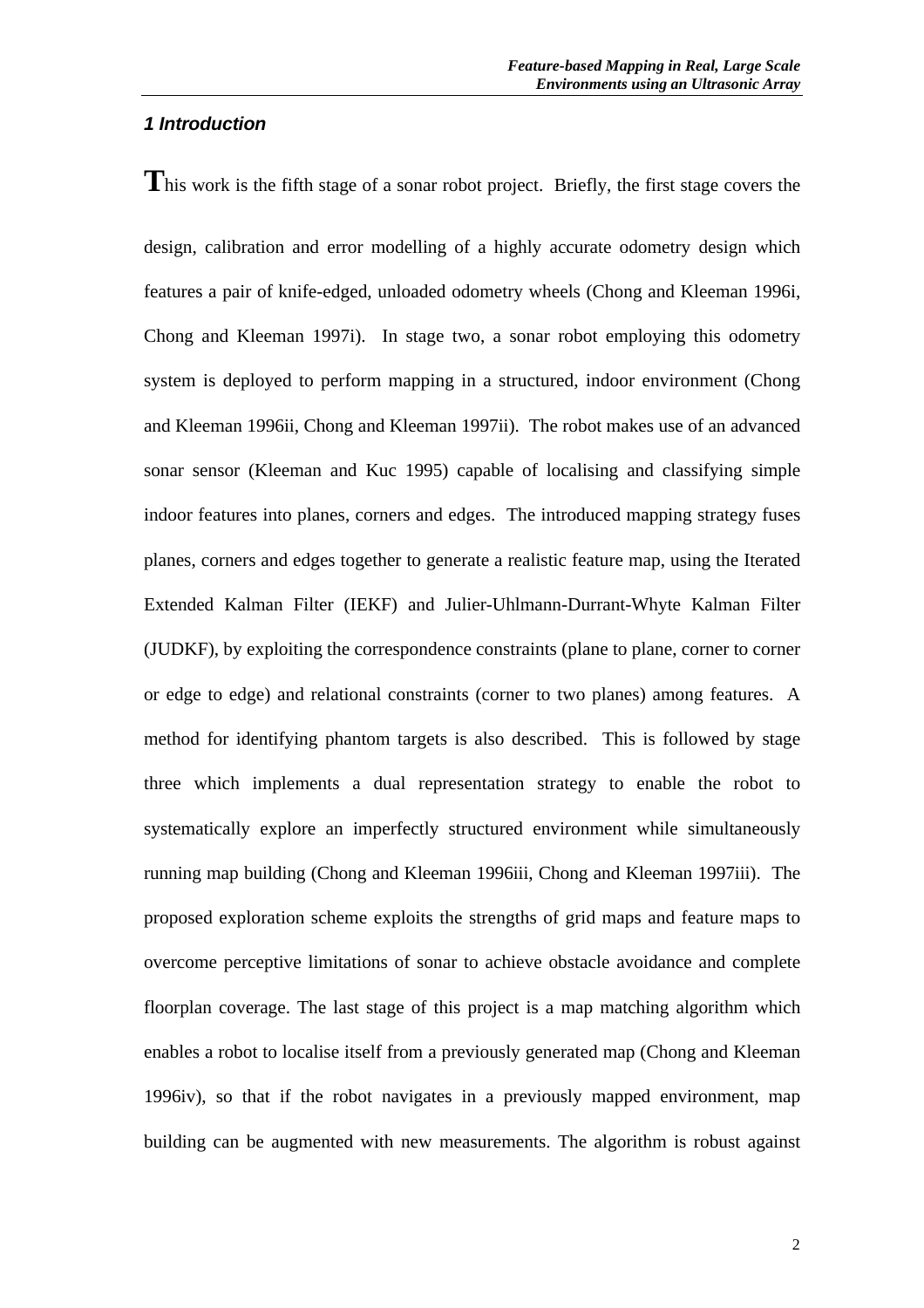## 1 Introduction

This work is the fifth stage of a sonar robot project. Briefly, the first stage covers the design, calibration and error modelling of a highly accurate odometry design which features a pair of knife-edged, unloaded odometry wheels (Chong and Kleeman 1996i, Chong and Kleeman 1997i). In stage two, a sonar robot employing this odometry system is deployed to perform mapping in a structured, indoor environment (Chong and Kleeman 1996ii, Chong and Kleeman 1997ii). The robot makes use of an advanced sonar sensor (Kleeman and Kuc 1995) capable of localising and classifying simple indoor features into planes, corners and edges. The introduced mapping strategy fuses planes, corners and edges together to generate a realistic feature map, using the Iterated Extended Kalman Filter (IEKF) and Julier-Uhlmann-Durrant-Whyte Kalman Filter (JUDKF), by exploiting the correspondence constraints (plane to plane, corner to corner or edge to edge) and relational constraints (corner to two planes) among features. A method for identifying phantom targets is also described. This is followed by stage three which implements a dual representation strategy to enable the robot to systematically explore an imperfectly structured environment while simultaneously running map building (Chong and Kleeman 1996iii, Chong and Kleeman 1997iii). The proposed exploration scheme exploits the strengths of grid maps and feature maps to overcome perceptive limitations of sonar to achieve obstacle avoidance and complete floorplan coverage. The last stage of this project is a map matching algorithm which enables a robot to localise itself from a previously generated map (Chong and Kleeman 1996iv), so that if the robot navigates in a previously mapped environment, map building can be augmented with new measurements. The algorithm is robust against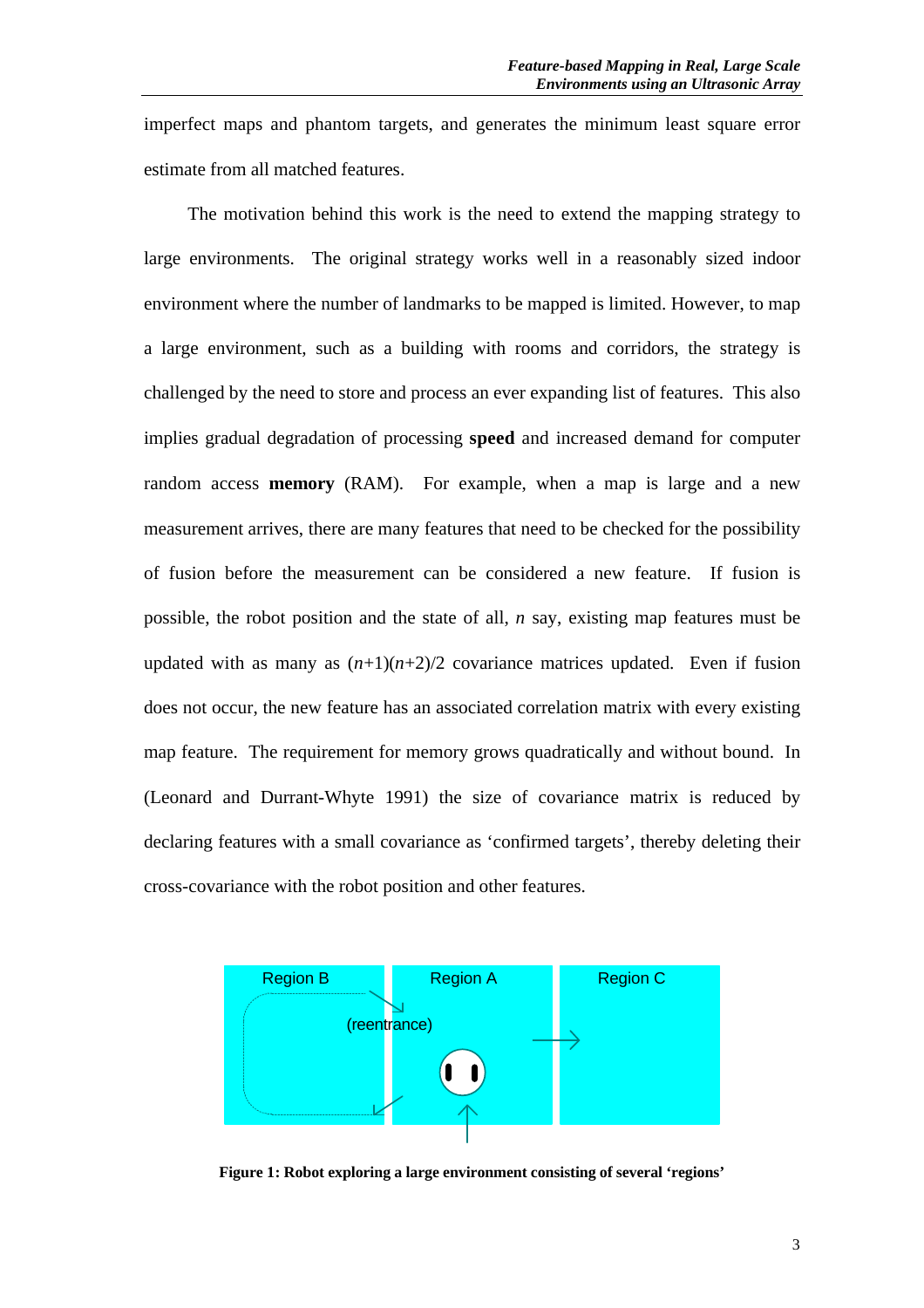imperfect maps and phantom targets, and generates the minimum least square error estimate from all matched features.

The motivation behind this work is the need to extend the mapping strategy to large environments. The original strategy works well in a reasonably sized indoor environment where the number of landmarks to be mapped is limited. However, to map a large environment, such as a building with rooms and corridors, the strategy is challenged by the need to store and process an ever expanding list of features. This also implies gradual degradation of processing **speed** and increased demand for computer random access **memory** (RAM). For example, when a map is large and a new measurement arrives, there are many features that need to be checked for the possibility of fusion before the measurement can be considered a new feature. If fusion is possible, the robot position and the state of all, $n$ say, existing map features must be updated with as many as $(n+1)(n+2)/2$ covariance matrices updated. Even if fusion does not occur, the new feature has an associated correlation matrix with every existing map feature. The requirement for memory grows quadratically and without bound. In (Leonard and Durrant-Whyte 1991) the size of covariance matrix is reduced by declaring features with a small covariance as 'confirmed targets', thereby deleting their cross-covariance with the robot position and other features.

Region B | Region A | Region C
(reentrance)

**Figure 1: Robot exploring a large environment consisting of several 'regions'**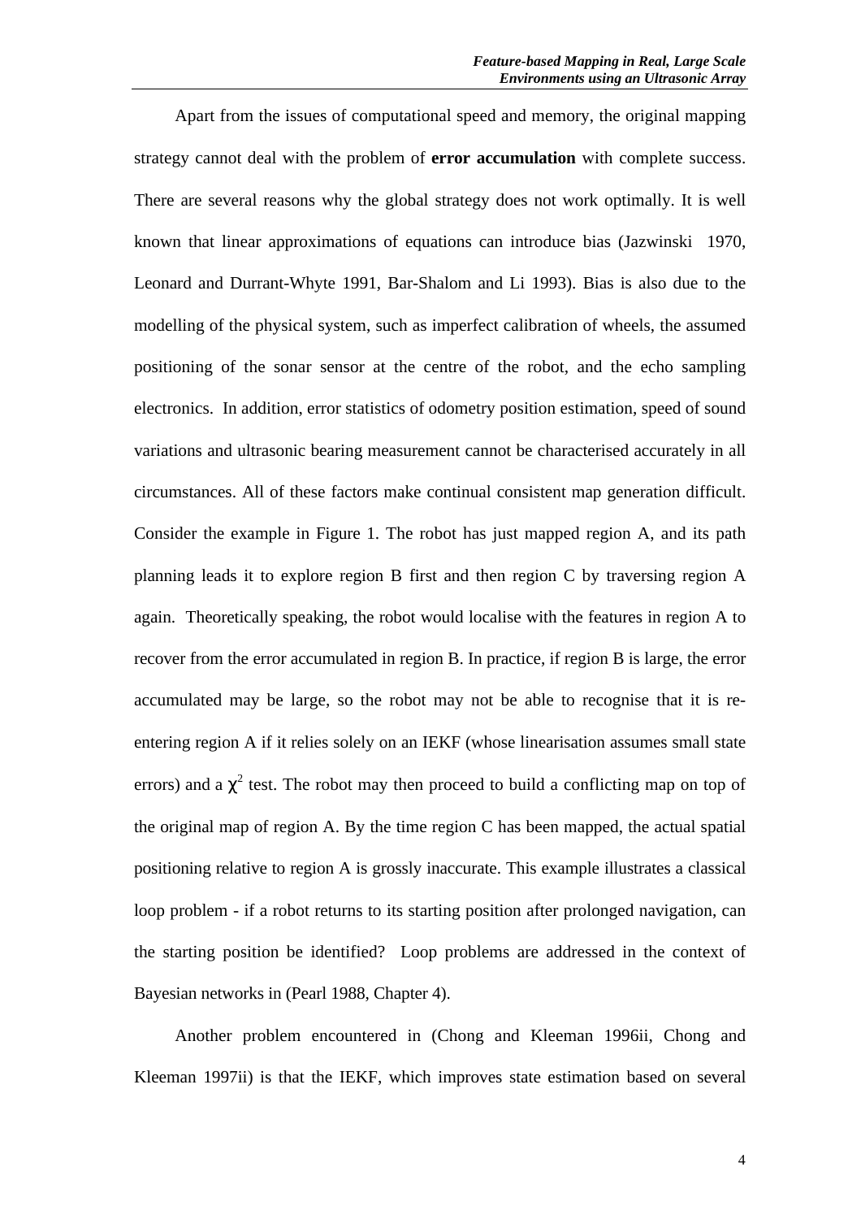Apart from the issues of computational speed and memory, the original mapping strategy cannot deal with the problem of **error accumulation** with complete success. There are several reasons why the global strategy does not work optimally. It is well known that linear approximations of equations can introduce bias (Jazwinski 1970, Leonard and Durrant-Whyte 1991, Bar-Shalom and Li 1993). Bias is also due to the modelling of the physical system, such as imperfect calibration of wheels, the assumed positioning of the sonar sensor at the centre of the robot, and the echo sampling electronics. In addition, error statistics of odometry position estimation, speed of sound variations and ultrasonic bearing measurement cannot be characterised accurately in all circumstances. All of these factors make continual consistent map generation difficult. Consider the example in Figure 1. The robot has just mapped region A, and its path planning leads it to explore region B first and then region C by traversing region A again. Theoretically speaking, the robot would localise with the features in region A to recover from the error accumulated in region B. In practice, if region B is large, the error accumulated may be large, so the robot may not be able to recognise that it is re-entering region A if it relies solely on an IEKF (whose linearisation assumes small state errors) and a $\chi^2$ test. The robot may then proceed to build a conflicting map on top of the original map of region A. By the time region C has been mapped, the actual spatial positioning relative to region A is grossly inaccurate. This example illustrates a classical loop problem - if a robot returns to its starting position after prolonged navigation, can the starting position be identified? Loop problems are addressed in the context of Bayesian networks in (Pearl 1988, Chapter 4).

Another problem encountered in (Chong and Kleeman 1996ii, Chong and Kleeman 1997ii) is that the IEKF, which improves state estimation based on several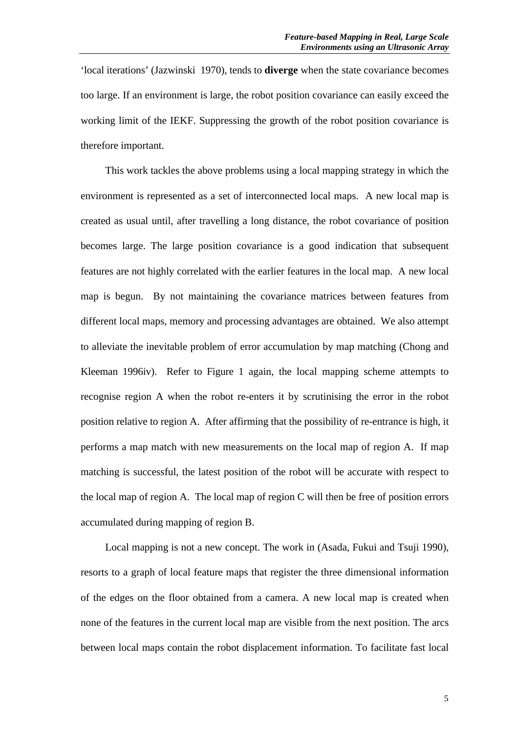'local iterations' (Jazwinski 1970), tends to **diverge** when the state covariance becomes too large. If an environment is large, the robot position covariance can easily exceed the working limit of the IEKF. Suppressing the growth of the robot position covariance is therefore important.

This work tackles the above problems using a local mapping strategy in which the environment is represented as a set of interconnected local maps. A new local map is created as usual until, after travelling a long distance, the robot covariance of position becomes large. The large position covariance is a good indication that subsequent features are not highly correlated with the earlier features in the local map. A new local map is begun. By not maintaining the covariance matrices between features from different local maps, memory and processing advantages are obtained. We also attempt to alleviate the inevitable problem of error accumulation by map matching (Chong and Kleeman 1996iv). Refer to Figure 1 again, the local mapping scheme attempts to recognise region A when the robot re-enters it by scrutinising the error in the robot position relative to region A. After affirming that the possibility of re-entrance is high, it performs a map match with new measurements on the local map of region A. If map matching is successful, the latest position of the robot will be accurate with respect to the local map of region A. The local map of region C will then be free of position errors accumulated during mapping of region B.

Local mapping is not a new concept. The work in (Asada, Fukui and Tsuji 1990), resorts to a graph of local feature maps that register the three dimensional information of the edges on the floor obtained from a camera. A new local map is created when none of the features in the current local map are visible from the next position. The arcs between local maps contain the robot displacement information. To facilitate fast local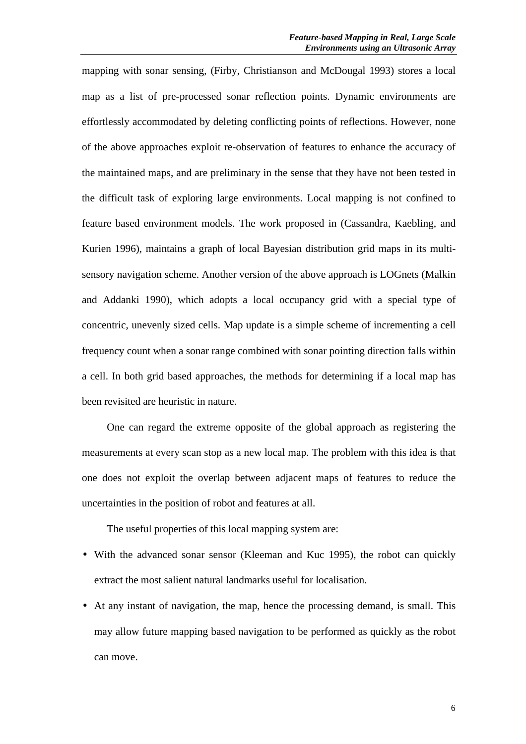mapping with sonar sensing, (Firby, Christianson and McDougal 1993) stores a local map as a list of pre-processed sonar reflection points. Dynamic environments are effortlessly accommodated by deleting conflicting points of reflections. However, none of the above approaches exploit re-observation of features to enhance the accuracy of the maintained maps, and are preliminary in the sense that they have not been tested in the difficult task of exploring large environments. Local mapping is not confined to feature based environment models. The work proposed in (Cassandra, Kaebling, and Kurien 1996), maintains a graph of local Bayesian distribution grid maps in its multi-sensory navigation scheme. Another version of the above approach is LOGnets (Malkin and Addanki 1990), which adopts a local occupancy grid with a special type of concentric, unevenly sized cells. Map update is a simple scheme of incrementing a cell frequency count when a sonar range combined with sonar pointing direction falls within a cell. In both grid based approaches, the methods for determining if a local map has been revisited are heuristic in nature.

One can regard the extreme opposite of the global approach as registering the measurements at every scan stop as a new local map. The problem with this idea is that one does not exploit the overlap between adjacent maps of features to reduce the uncertainties in the position of robot and features at all.

The useful properties of this local mapping system are:

- With the advanced sonar sensor (Kleeman and Kuc 1995), the robot can quickly extract the most salient natural landmarks useful for localisation.
- At any instant of navigation, the map, hence the processing demand, is small. This may allow future mapping based navigation to be performed as quickly as the robot can move.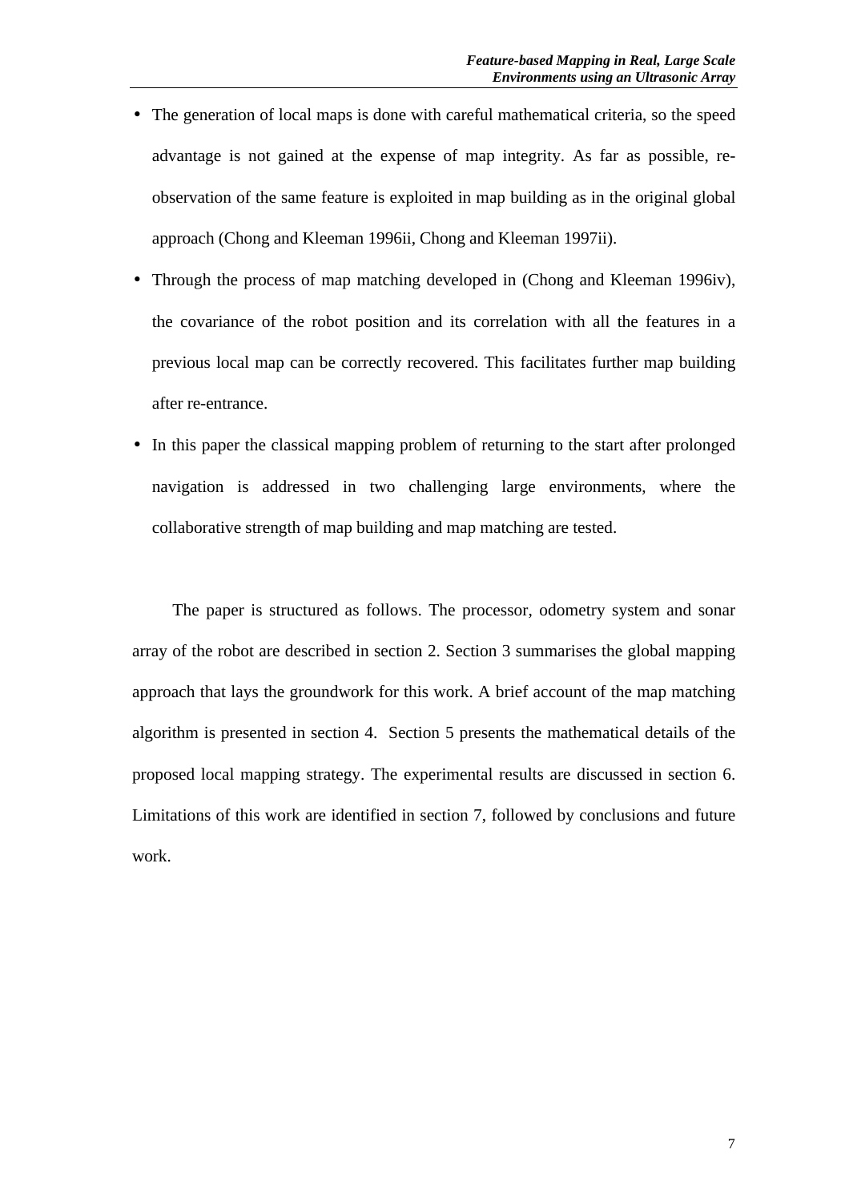- The generation of local maps is done with careful mathematical criteria, so the speed advantage is not gained at the expense of map integrity. As far as possible, re-observation of the same feature is exploited in map building as in the original global approach (Chong and Kleeman 1996ii, Chong and Kleeman 1997ii).
- Through the process of map matching developed in (Chong and Kleeman 1996iv), the covariance of the robot position and its correlation with all the features in a previous local map can be correctly recovered. This facilitates further map building after re-entrance.
- In this paper the classical mapping problem of returning to the start after prolonged navigation is addressed in two challenging large environments, where the collaborative strength of map building and map matching are tested.

The paper is structured as follows. The processor, odometry system and sonar array of the robot are described in section 2. Section 3 summarises the global mapping approach that lays the groundwork for this work. A brief account of the map matching algorithm is presented in section 4. Section 5 presents the mathematical details of the proposed local mapping strategy. The experimental results are discussed in section 6. Limitations of this work are identified in section 7, followed by conclusions and future work.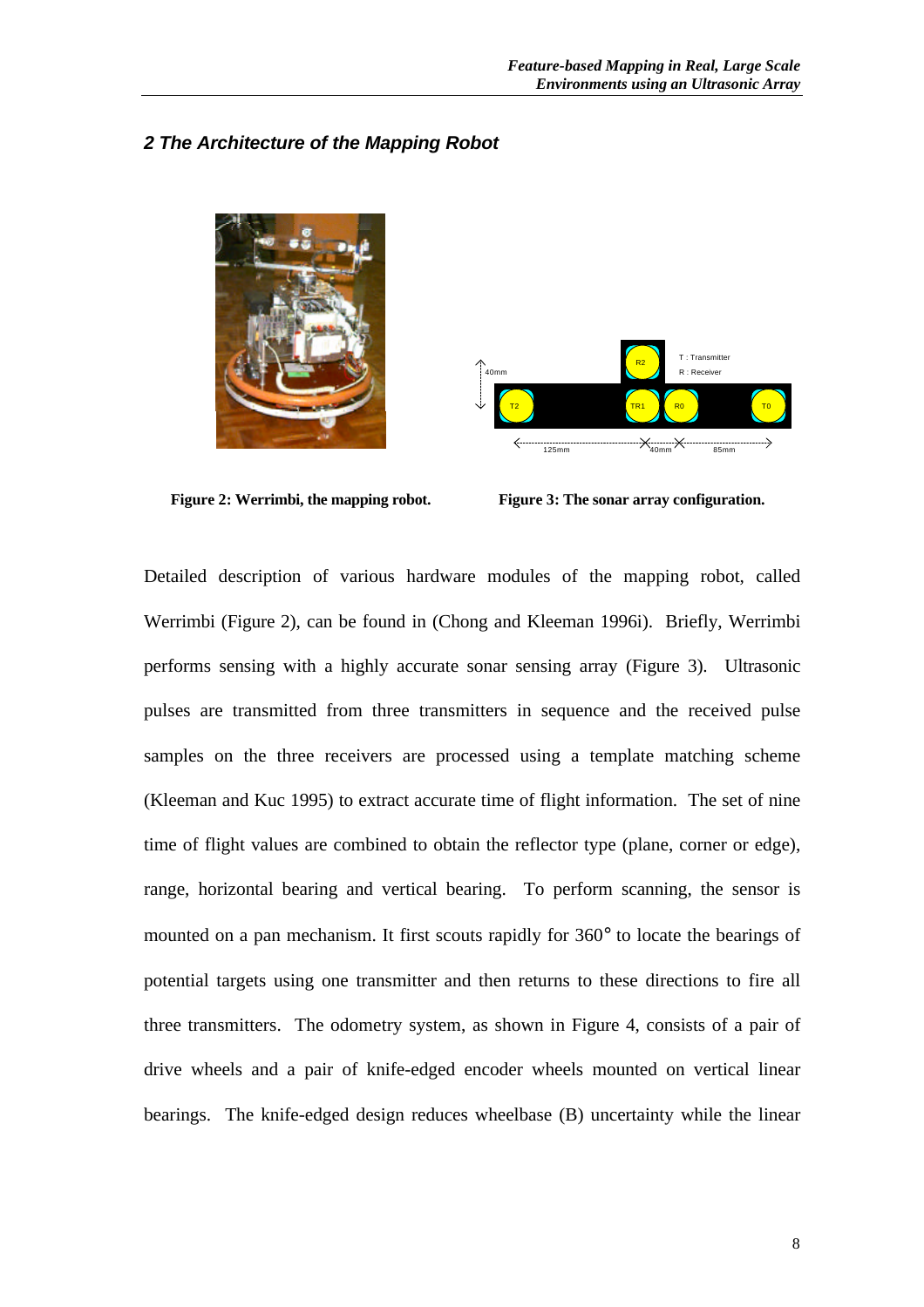## 2 The Architecture of the Mapping Robot

**Figure 2: Werrimbi, the mapping robot.**

**Figure 3: The sonar array configuration.**

Detailed description of various hardware modules of the mapping robot, called Werrimbi (Figure 2), can be found in (Chong and Kleeman 1996i). Briefly, Werrimbi performs sensing with a highly accurate sonar sensing array (Figure 3). Ultrasonic pulses are transmitted from three transmitters in sequence and the received pulse samples on the three receivers are processed using a template matching scheme (Kleeman and Kuc 1995) to extract accurate time of flight information. The set of nine time of flight values are combined to obtain the reflector type (plane, corner or edge), range, horizontal bearing and vertical bearing. To perform scanning, the sensor is mounted on a pan mechanism. It first scouts rapidly for 360° to locate the bearings of potential targets using one transmitter and then returns to these directions to fire all three transmitters. The odometry system, as shown in Figure 4, consists of a pair of drive wheels and a pair of knife-edged encoder wheels mounted on vertical linear bearings. The knife-edged design reduces wheelbase (B) uncertainty while the linear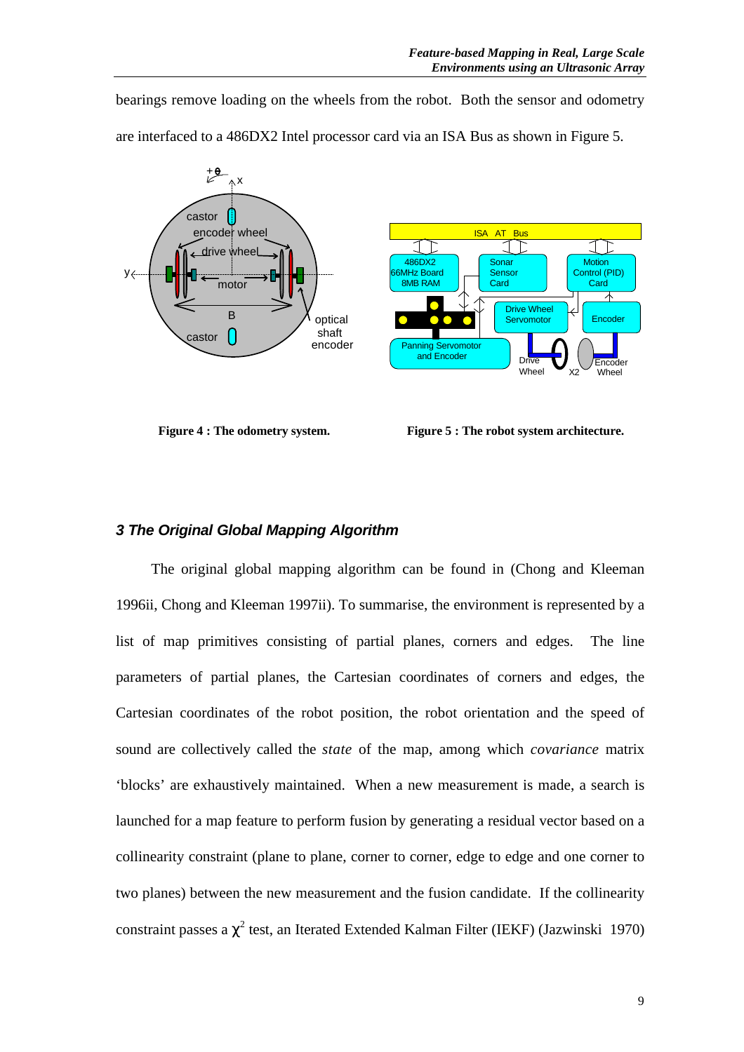bearings remove loading on the wheels from the robot. Both the sensor and odometry are interfaced to a 486DX2 Intel processor card via an ISA Bus as shown in Figure 5.

**Figure 4 : The odometry system.**

**Figure 5 : The robot system architecture.**

### *3 The Original Global Mapping Algorithm*

The original global mapping algorithm can be found in (Chong and Kleeman 1996ii, Chong and Kleeman 1997ii). To summarise, the environment is represented by a list of map primitives consisting of partial planes, corners and edges. The line parameters of partial planes, the Cartesian coordinates of corners and edges, the Cartesian coordinates of the robot position, the robot orientation and the speed of sound are collectively called the *state* of the map, among which *covariance* matrix 'blocks' are exhaustively maintained. When a new measurement is made, a search is launched for a map feature to perform fusion by generating a residual vector based on a collinearity constraint (plane to plane, corner to corner, edge to edge and one corner to two planes) between the new measurement and the fusion candidate. If the collinearity constraint passes a $\chi^2$ test, an Iterated Extended Kalman Filter (IEKF) (Jazwinski 1970)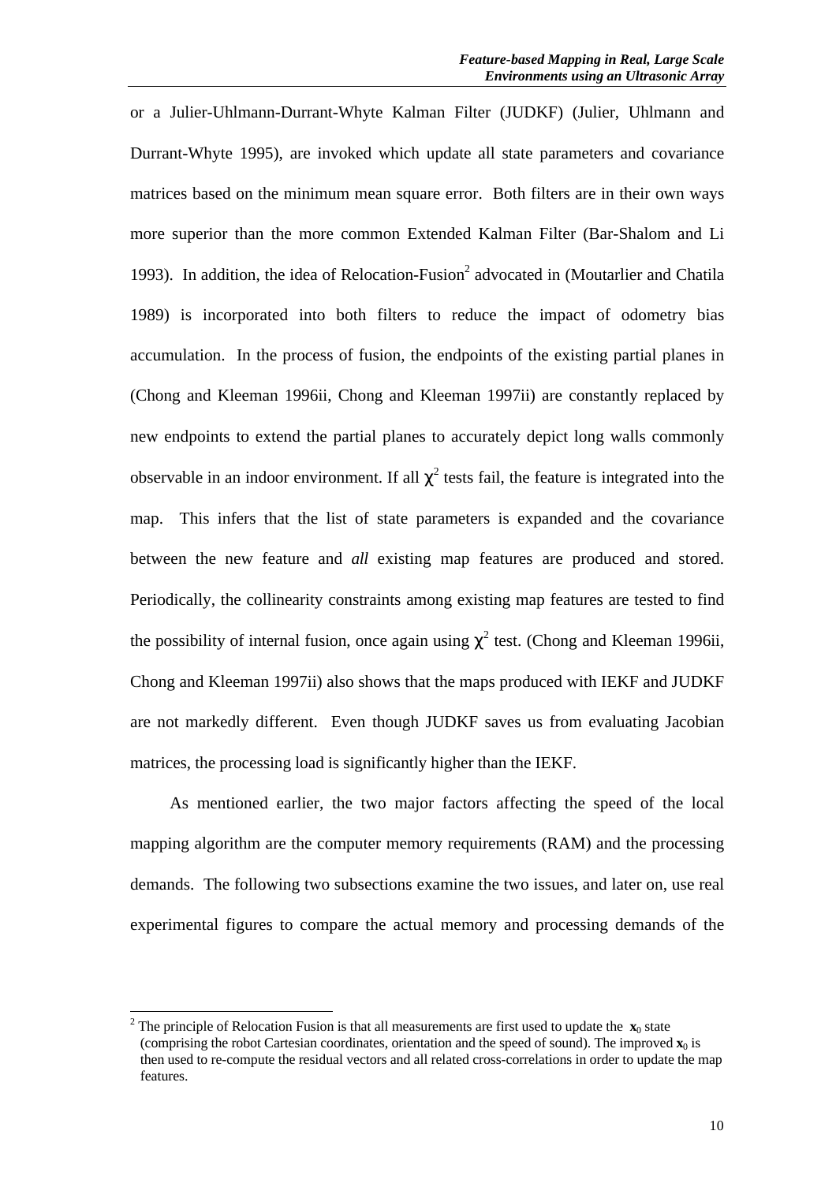or a Julier-Uhlmann-Durrant-Whyte Kalman Filter (JUDKF) (Julier, Uhlmann and Durrant-Whyte 1995), are invoked which update all state parameters and covariance matrices based on the minimum mean square error. Both filters are in their own ways more superior than the more common Extended Kalman Filter (Bar-Shalom and Li 1993). In addition, the idea of Relocation-Fusion[2] advocated in (Moutarlier and Chatila 1989) is incorporated into both filters to reduce the impact of odometry bias accumulation. In the process of fusion, the endpoints of the existing partial planes in (Chong and Kleeman 1996ii, Chong and Kleeman 1997ii) are constantly replaced by new endpoints to extend the partial planes to accurately depict long walls commonly observable in an indoor environment. If all $\chi^2$ tests fail, the feature is integrated into the map. This infers that the list of state parameters is expanded and the covariance between the new feature and *all* existing map features are produced and stored. Periodically, the collinearity constraints among existing map features are tested to find the possibility of internal fusion, once again using $\chi^2$ test. (Chong and Kleeman 1996ii, Chong and Kleeman 1997ii) also shows that the maps produced with IEKF and JUDKF are not markedly different. Even though JUDKF saves us from evaluating Jacobian matrices, the processing load is significantly higher than the IEKF.

As mentioned earlier, the two major factors affecting the speed of the local mapping algorithm are the computer memory requirements (RAM) and the processing demands. The following two subsections examine the two issues, and later on, use real experimental figures to compare the actual memory and processing demands of the

[2] The principle of Relocation Fusion is that all measurements are first used to update the $\mathbf{x}_0$ state (comprising the robot Cartesian coordinates, orientation and the speed of sound). The improved $\mathbf{x}_0$ is then used to re-compute the residual vectors and all related cross-correlations in order to update the map features.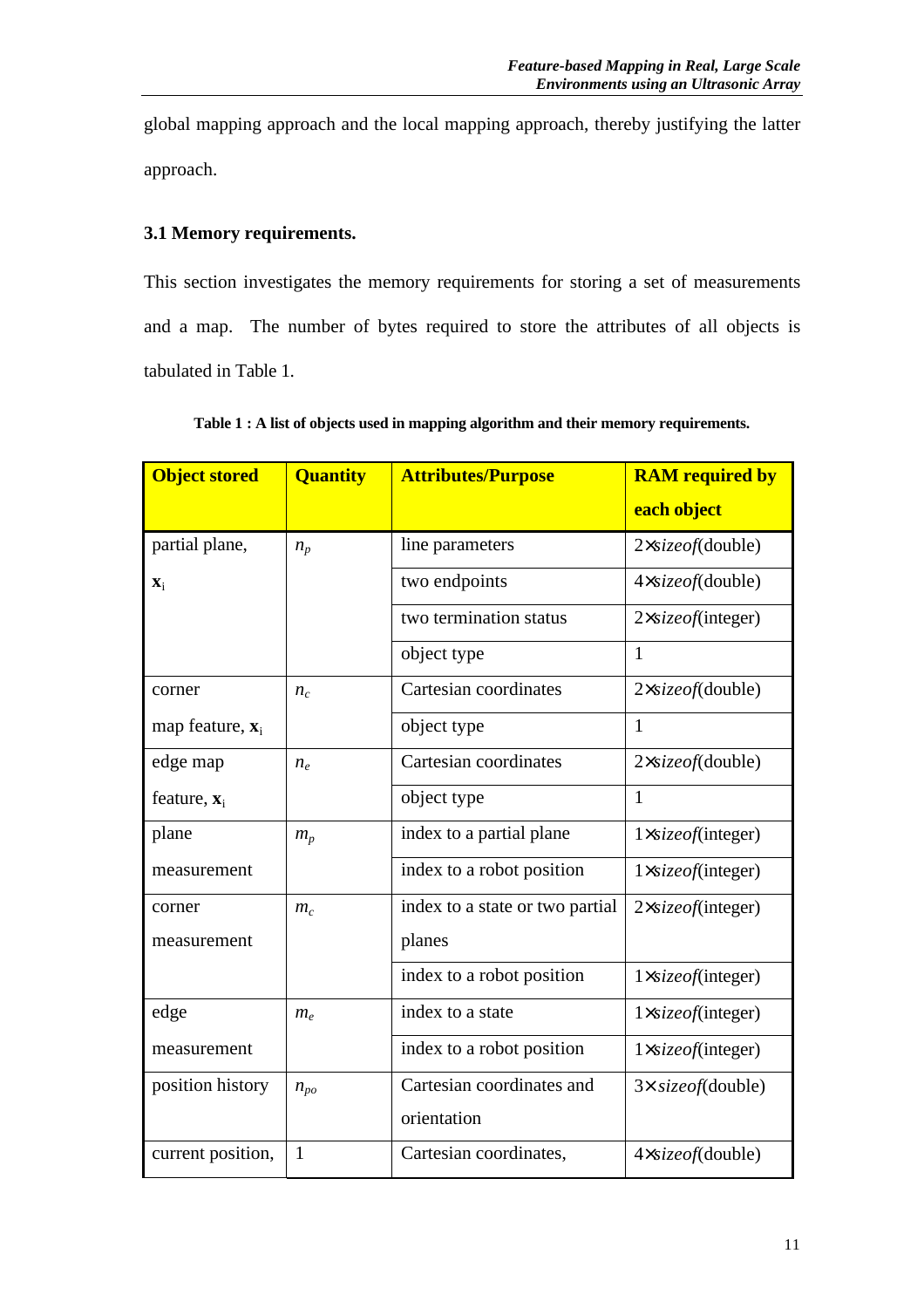global mapping approach and the local mapping approach, thereby justifying the latter approach.

### 3.1 Memory requirements.

This section investigates the memory requirements for storing a set of measurements and a map. The number of bytes required to store the attributes of all objects is tabulated in Table 1.

**Table 1 : A list of objects used in mapping algorithm and their memory requirements.**

| Object stored | Quantity | Attributes/Purpose | RAM required by each object |
|---|---|---|---|
| partial plane, $\mathbf{x}_i$ | $n_p$ | line parameters | 2×*sizeof*(double) |
| | | two endpoints | 4×*sizeof*(double) |
| | | two termination status | 2×*sizeof*(integer) |
| | | object type | 1 |
| corner map feature, $\mathbf{x}_i$ | $n_c$ | Cartesian coordinates | 2×*sizeof*(double) |
| | | object type | 1 |
| edge map feature, $\mathbf{x}_i$ | $n_e$ | Cartesian coordinates | 2×*sizeof*(double) |
| | | object type | 1 |
| plane measurement | $m_p$ | index to a partial plane | 1×*sizeof*(integer) |
| | | index to a robot position | 1×*sizeof*(integer) |
| corner measurement | $m_c$ | index to a state or two partial planes | 2×*sizeof*(integer) |
| | | index to a robot position | 1×*sizeof*(integer) |
| edge measurement | $m_e$ | index to a state | 1×*sizeof*(integer) |
| | | index to a robot position | 1×*sizeof*(integer) |
| position history | $n_{po}$ | Cartesian coordinates and orientation | 3× *sizeof*(double) |
| current position, | 1 | Cartesian coordinates, | 4×*sizeof*(double) |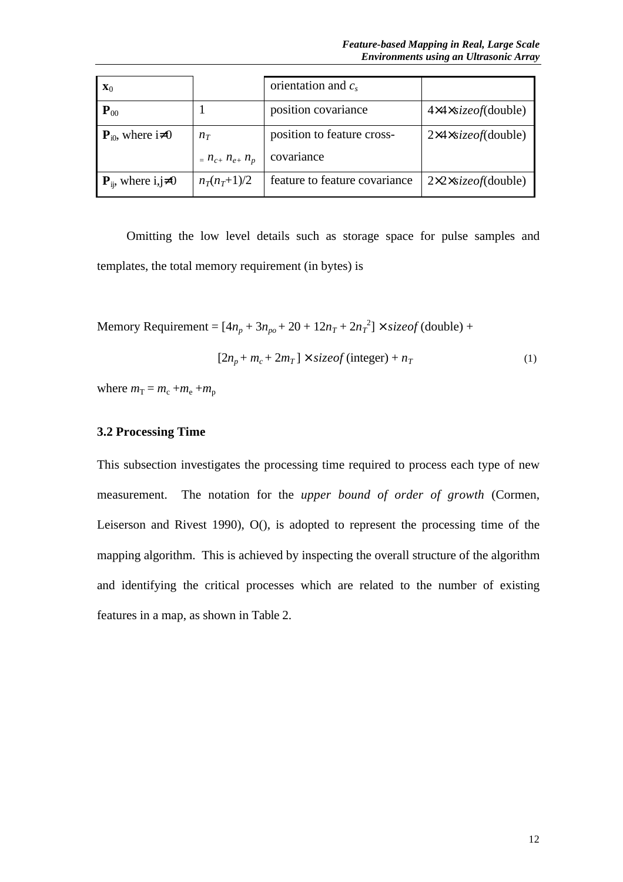| $\mathbf{x}_0$ | | orientation and $c_s$ | |
|---|---|---|---|
| $\mathbf{P}_{00}$ | 1 | position covariance | $4\times4\times$*sizeof*(double) |
| $\mathbf{P}_{i0}$, where $i\neq0$ | $n_T = n_c + n_e + n_p$ | position to feature cross-covariance | $2\times4\times$*sizeof*(double) |
| $\mathbf{P}_{ij}$, where $i,j\neq0$ | $n_T(n_T+1)/2$ | feature to feature covariance | $2\times2\times$*sizeof*(double) |

Omitting the low level details such as storage space for pulse samples and templates, the total memory requirement (in bytes) is

$$\text{Memory Requirement} = [4n_p + 3n_{po} + 20 + 12n_T + 2n_T^2] \times sizeof\,(\text{double}) + [2n_p + m_c + 2m_T] \times sizeof\,(\text{integer}) + n_T \quad (1)$$

where $m_T = m_c + m_e + m_p$

### 3.2 Processing Time

This subsection investigates the processing time required to process each type of new measurement. The notation for the *upper bound of order of growth* (Cormen, Leiserson and Rivest 1990), O(), is adopted to represent the processing time of the mapping algorithm. This is achieved by inspecting the overall structure of the algorithm and identifying the critical processes which are related to the number of existing features in a map, as shown in Table 2.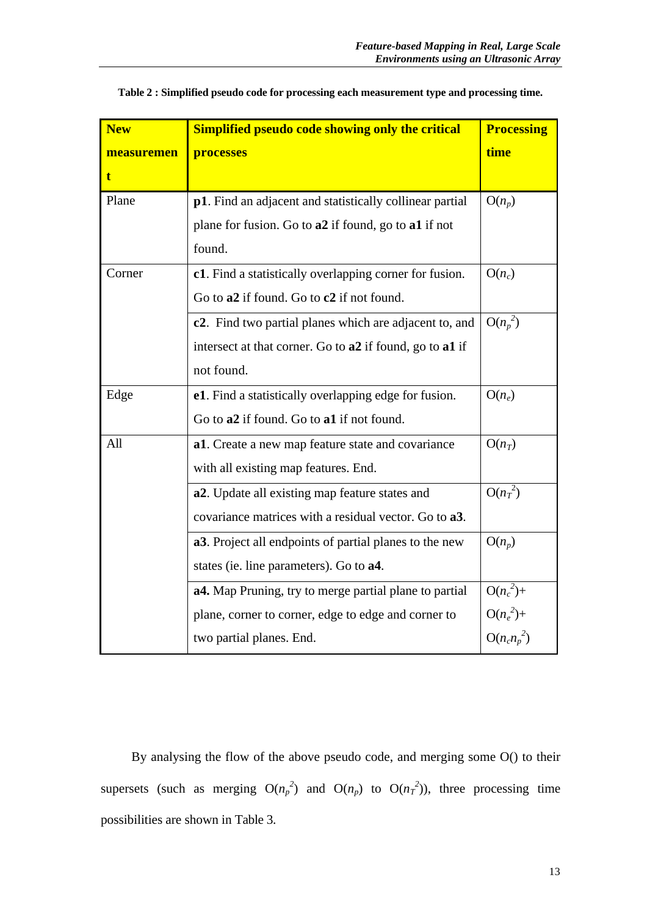**Table 2 : Simplified pseudo code for processing each measurement type and processing time.**

| New measurement | Simplified pseudo code showing only the critical processes | Processing time |
|---|---|---|
| Plane | **p1**. Find an adjacent and statistically collinear partial plane for fusion. Go to **a2** if found, go to **a1** if not found. | $O(n_p)$ |
| Corner | **c1**. Find a statistically overlapping corner for fusion. Go to **a2** if found. Go to **c2** if not found. | $O(n_c)$ |
| | **c2**. Find two partial planes which are adjacent to, and intersect at that corner. Go to **a2** if found, go to **a1** if not found. | $O(n_p^2)$ |
| Edge | **e1**. Find a statistically overlapping edge for fusion. Go to **a2** if found. Go to **a1** if not found. | $O(n_e)$ |
| All | **a1**. Create a new map feature state and covariance with all existing map features. End. | $O(n_T)$ |
| | **a2**. Update all existing map feature states and covariance matrices with a residual vector. Go to **a3**. | $O(n_T^2)$ |
| | **a3**. Project all endpoints of partial planes to the new states (ie. line parameters). Go to **a4**. | $O(n_p)$ |
| | **a4.** Map Pruning, try to merge partial plane to partial plane, corner to corner, edge to edge and corner to two partial planes. End. | $O(n_c^2)$+ $O(n_e^2)$+ $O(n_c n_p^2)$ |

By analysing the flow of the above pseudo code, and merging some O() to their supersets (such as merging $O(n_p^2)$ and $O(n_p)$ to $O(n_T^2)$), three processing time possibilities are shown in Table 3.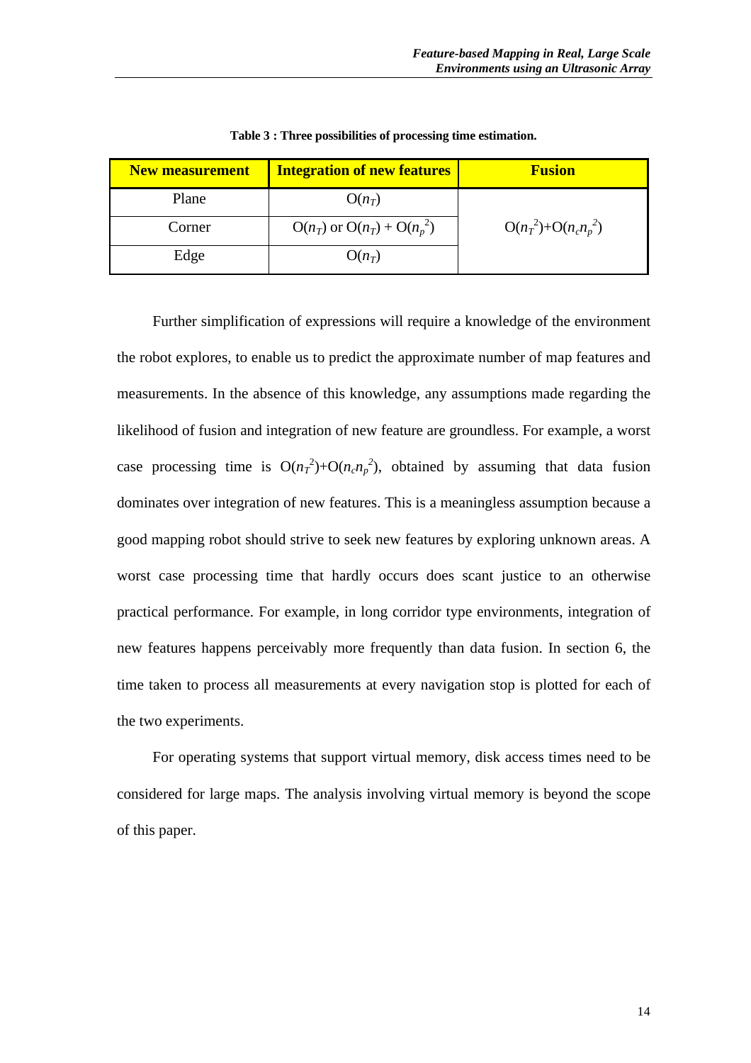**Table 3 : Three possibilities of processing time estimation.**

| New measurement | Integration of new features | Fusion |
|---|---|---|
| Plane | $O(n_T)$ | $O(n_T^2)+O(n_c n_p^2)$ |
| Corner | $O(n_T)$ or $O(n_T) + O(n_p^2)$ | |
| Edge | $O(n_T)$ | |

Further simplification of expressions will require a knowledge of the environment the robot explores, to enable us to predict the approximate number of map features and measurements. In the absence of this knowledge, any assumptions made regarding the likelihood of fusion and integration of new feature are groundless. For example, a worst case processing time is $O(n_T^2)+O(n_c n_p^2)$, obtained by assuming that data fusion dominates over integration of new features. This is a meaningless assumption because a good mapping robot should strive to seek new features by exploring unknown areas. A worst case processing time that hardly occurs does scant justice to an otherwise practical performance. For example, in long corridor type environments, integration of new features happens perceivably more frequently than data fusion. In section 6, the time taken to process all measurements at every navigation stop is plotted for each of the two experiments.

For operating systems that support virtual memory, disk access times need to be considered for large maps. The analysis involving virtual memory is beyond the scope of this paper.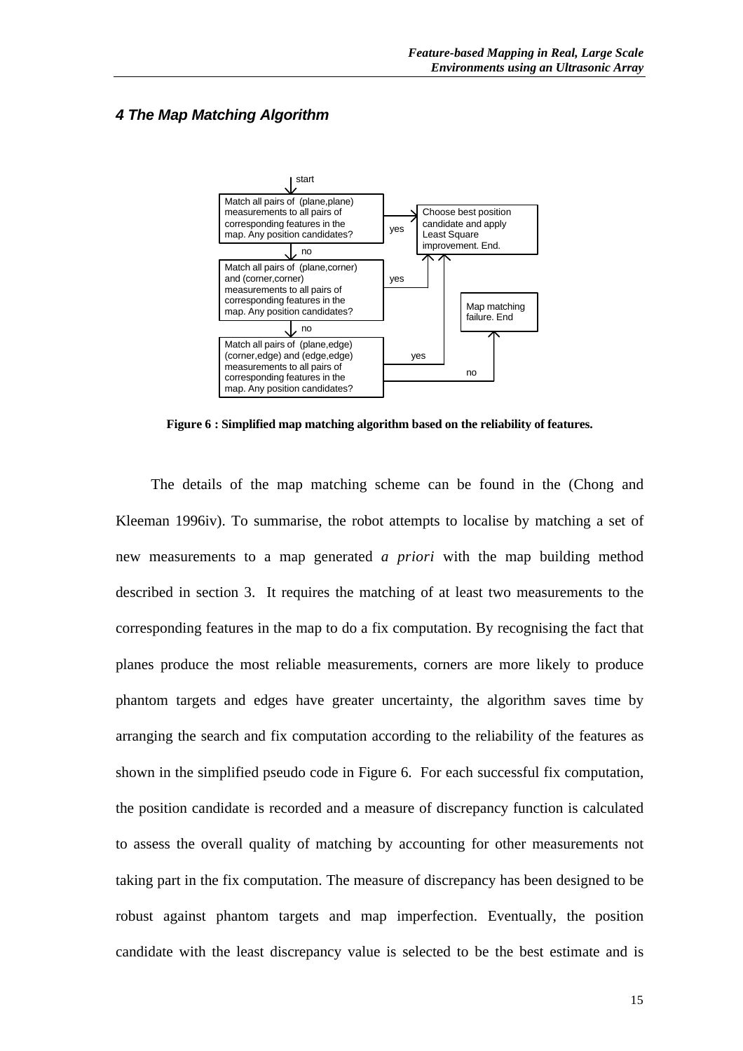### *4 The Map Matching Algorithm*

start

Match all pairs of (plane,plane) measurements to all pairs of corresponding features in the map. Any position candidates?

yes → Choose best position candidate and apply Least Square improvement. End.

no

Match all pairs of (plane,corner) and (corner,corner) measurements to all pairs of corresponding features in the map. Any position candidates?

yes → Choose best position candidate and apply Least Square improvement. End.

no

Match all pairs of (plane,edge) (corner,edge) and (edge,edge) measurements to all pairs of corresponding features in the map. Any position candidates?

yes → Choose best position candidate and apply Least Square improvement. End.

no → Map matching failure. End

**Figure 6 : Simplified map matching algorithm based on the reliability of features.**

The details of the map matching scheme can be found in the (Chong and Kleeman 1996iv). To summarise, the robot attempts to localise by matching a set of new measurements to a map generated *a priori* with the map building method described in section 3. It requires the matching of at least two measurements to the corresponding features in the map to do a fix computation. By recognising the fact that planes produce the most reliable measurements, corners are more likely to produce phantom targets and edges have greater uncertainty, the algorithm saves time by arranging the search and fix computation according to the reliability of the features as shown in the simplified pseudo code in Figure 6. For each successful fix computation, the position candidate is recorded and a measure of discrepancy function is calculated to assess the overall quality of matching by accounting for other measurements not taking part in the fix computation. The measure of discrepancy has been designed to be robust against phantom targets and map imperfection. Eventually, the position candidate with the least discrepancy value is selected to be the best estimate and is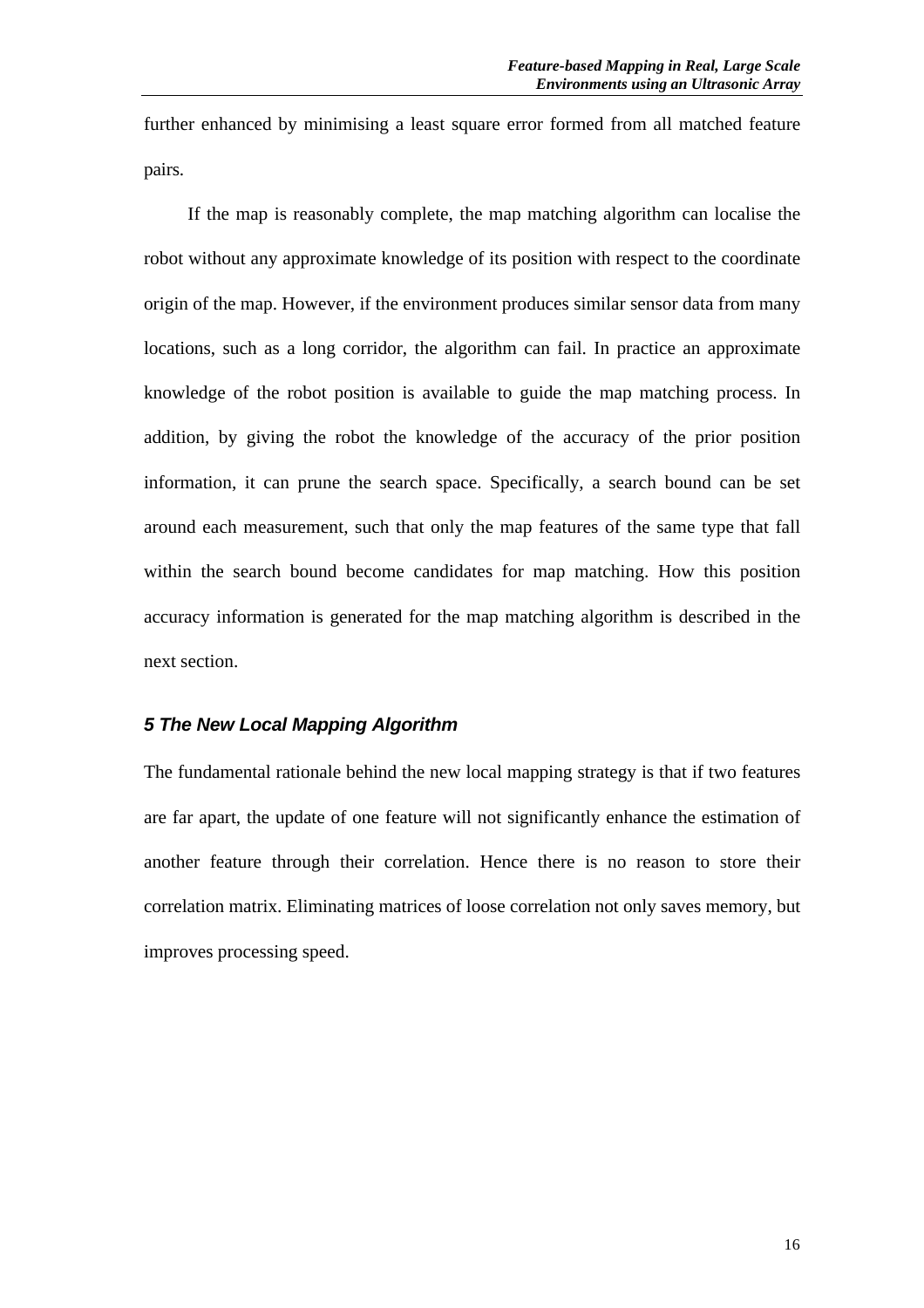further enhanced by minimising a least square error formed from all matched feature pairs.

If the map is reasonably complete, the map matching algorithm can localise the robot without any approximate knowledge of its position with respect to the coordinate origin of the map. However, if the environment produces similar sensor data from many locations, such as a long corridor, the algorithm can fail. In practice an approximate knowledge of the robot position is available to guide the map matching process. In addition, by giving the robot the knowledge of the accuracy of the prior position information, it can prune the search space. Specifically, a search bound can be set around each measurement, such that only the map features of the same type that fall within the search bound become candidates for map matching. How this position accuracy information is generated for the map matching algorithm is described in the next section.

## *5 The New Local Mapping Algorithm*

The fundamental rationale behind the new local mapping strategy is that if two features are far apart, the update of one feature will not significantly enhance the estimation of another feature through their correlation. Hence there is no reason to store their correlation matrix. Eliminating matrices of loose correlation not only saves memory, but improves processing speed.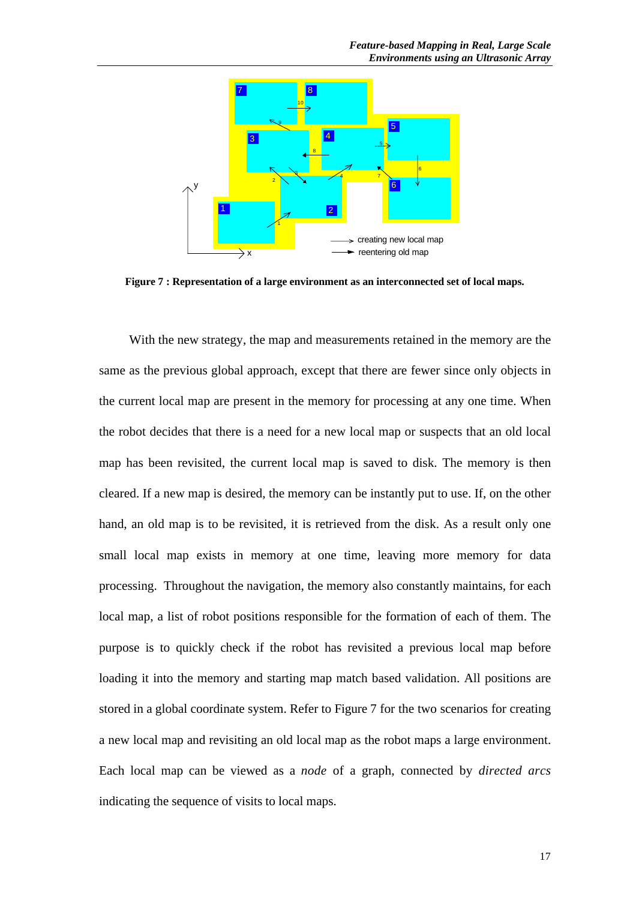**Figure 7 : Representation of a large environment as an interconnected set of local maps.**

With the new strategy, the map and measurements retained in the memory are the same as the previous global approach, except that there are fewer since only objects in the current local map are present in the memory for processing at any one time. When the robot decides that there is a need for a new local map or suspects that an old local map has been revisited, the current local map is saved to disk. The memory is then cleared. If a new map is desired, the memory can be instantly put to use. If, on the other hand, an old map is to be revisited, it is retrieved from the disk. As a result only one small local map exists in memory at one time, leaving more memory for data processing. Throughout the navigation, the memory also constantly maintains, for each local map, a list of robot positions responsible for the formation of each of them. The purpose is to quickly check if the robot has revisited a previous local map before loading it into the memory and starting map match based validation. All positions are stored in a global coordinate system. Refer to Figure 7 for the two scenarios for creating a new local map and revisiting an old local map as the robot maps a large environment. Each local map can be viewed as a *node* of a graph, connected by *directed arcs* indicating the sequence of visits to local maps.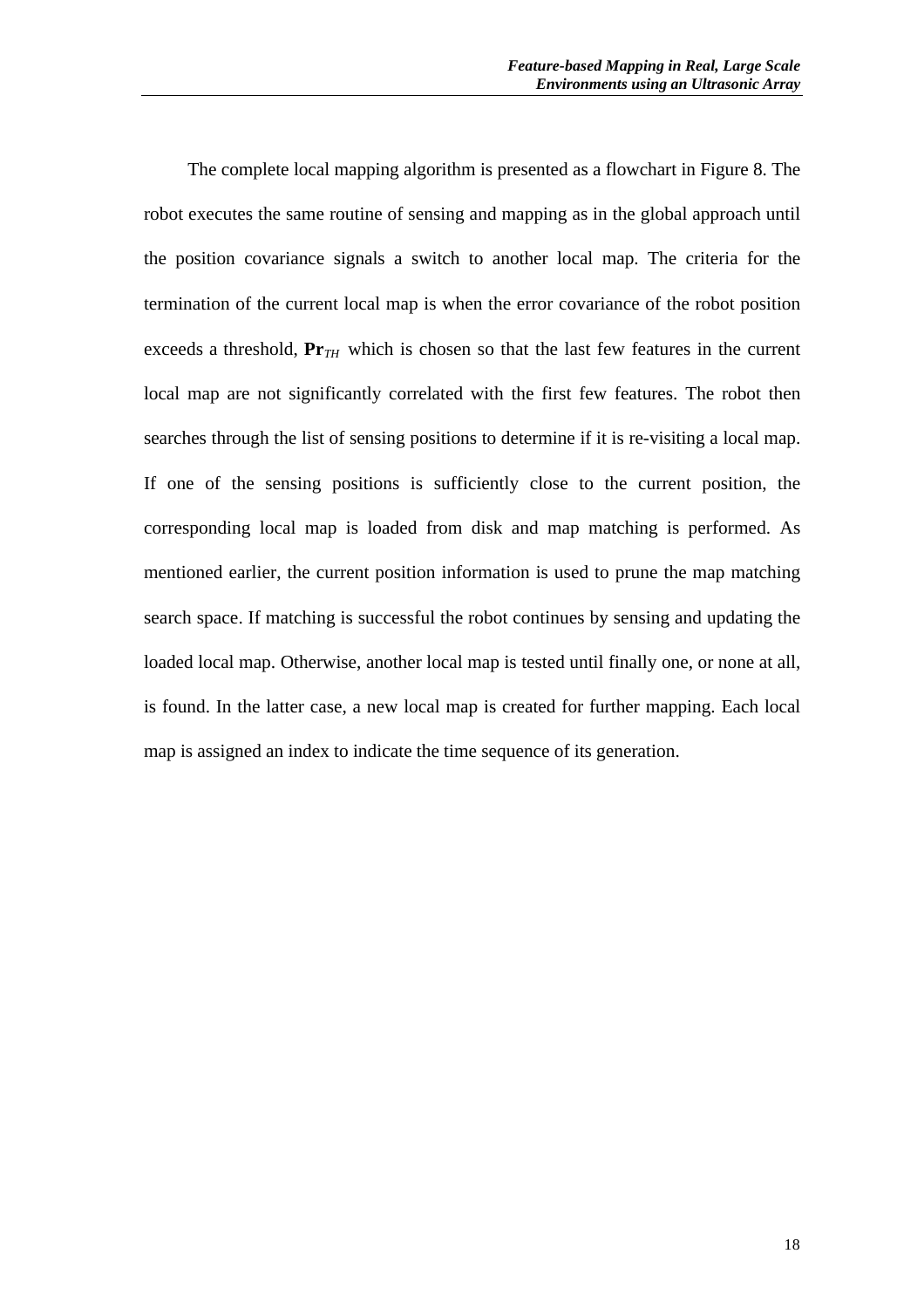The complete local mapping algorithm is presented as a flowchart in Figure 8. The robot executes the same routine of sensing and mapping as in the global approach until the position covariance signals a switch to another local map. The criteria for the termination of the current local map is when the error covariance of the robot position exceeds a threshold, $\mathbf{Pr}_{TH}$ which is chosen so that the last few features in the current local map are not significantly correlated with the first few features. The robot then searches through the list of sensing positions to determine if it is re-visiting a local map. If one of the sensing positions is sufficiently close to the current position, the corresponding local map is loaded from disk and map matching is performed. As mentioned earlier, the current position information is used to prune the map matching search space. If matching is successful the robot continues by sensing and updating the loaded local map. Otherwise, another local map is tested until finally one, or none at all, is found. In the latter case, a new local map is created for further mapping. Each local map is assigned an index to indicate the time sequence of its generation.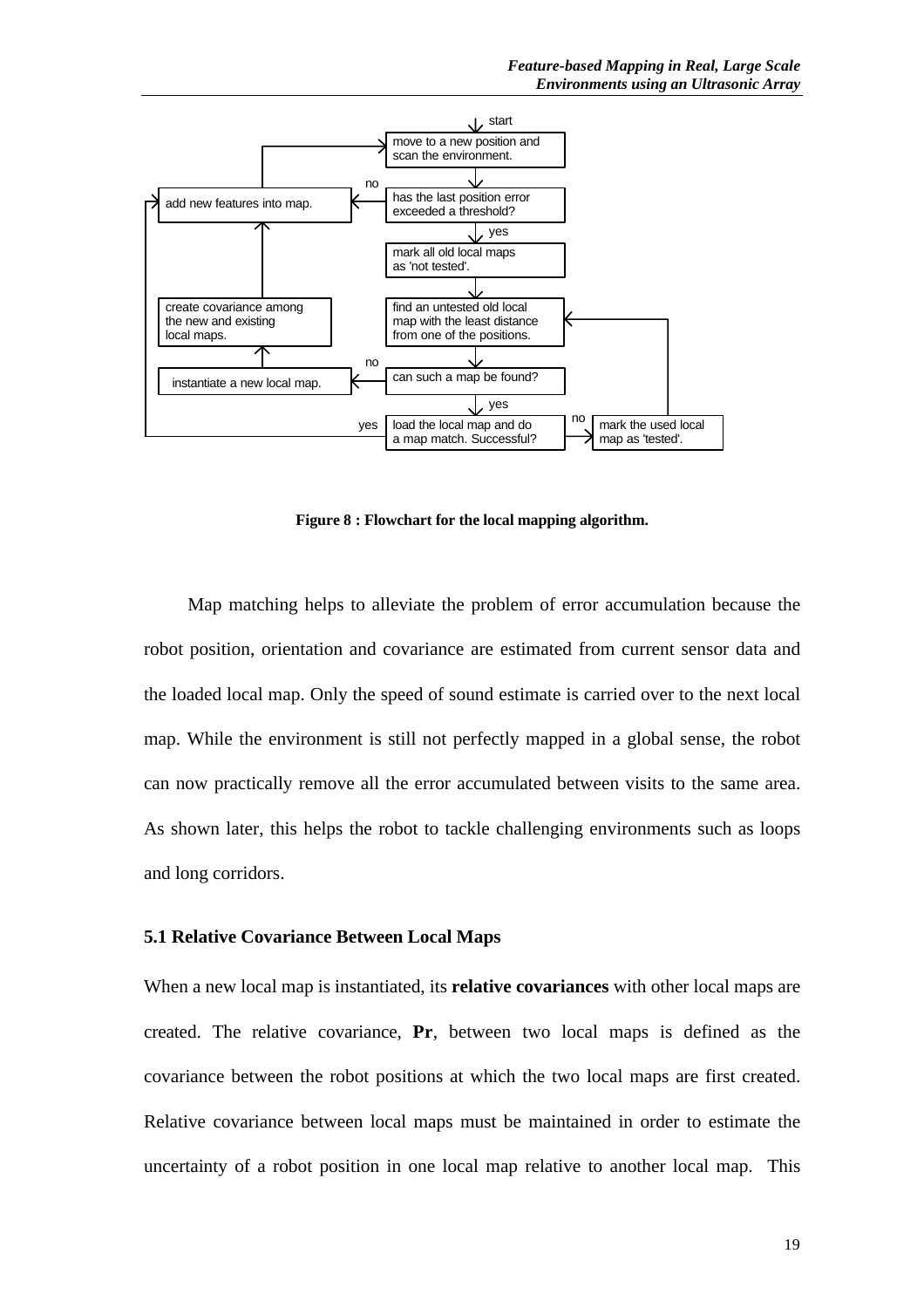Figure 8 : Flowchart for the local mapping algorithm.

Map matching helps to alleviate the problem of error accumulation because the robot position, orientation and covariance are estimated from current sensor data and the loaded local map. Only the speed of sound estimate is carried over to the next local map. While the environment is still not perfectly mapped in a global sense, the robot can now practically remove all the error accumulated between visits to the same area. As shown later, this helps the robot to tackle challenging environments such as loops and long corridors.

### 5.1 Relative Covariance Between Local Maps

When a new local map is instantiated, its **relative covariances** with other local maps are created. The relative covariance, **Pr**, between two local maps is defined as the covariance between the robot positions at which the two local maps are first created. Relative covariance between local maps must be maintained in order to estimate the uncertainty of a robot position in one local map relative to another local map. This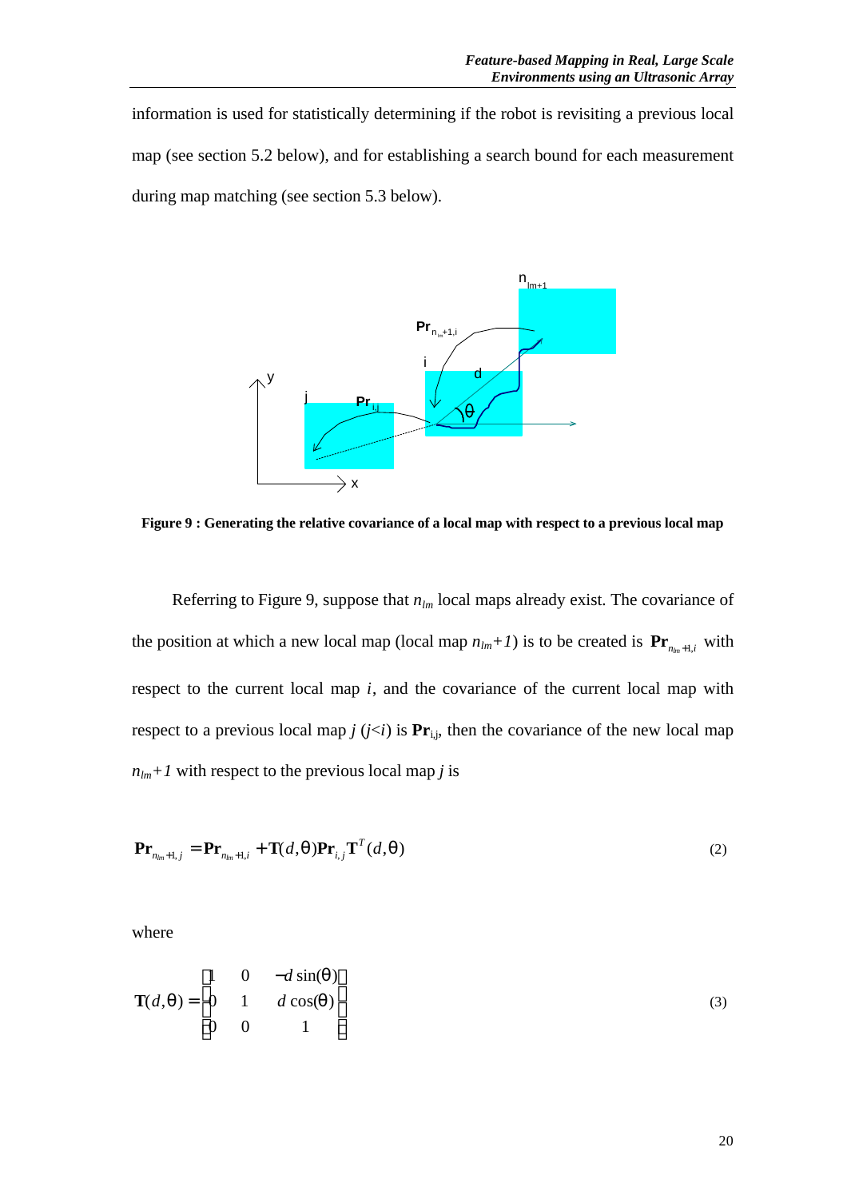information is used for statistically determining if the robot is revisiting a previous local map (see section 5.2 below), and for establishing a search bound for each measurement during map matching (see section 5.3 below).

**Figure 9 : Generating the relative covariance of a local map with respect to a previous local map**

Referring to Figure 9, suppose that $n_{lm}$ local maps already exist. The covariance of the position at which a new local map (local map $n_{lm}+1$) is to be created is $\mathbf{Pr}_{n_{lm}+1,i}$ with respect to the current local map $i$, and the covariance of the current local map with respect to a previous local map $j$ ($j<i$) is $\mathbf{Pr}_{i,j}$, then the covariance of the new local map $n_{lm}+1$ with respect to the previous local map $j$ is

$$\mathbf{Pr}_{n_{lm}+1,j} = \mathbf{Pr}_{n_{lm}+1,i} + \mathbf{T}(d,\theta)\mathbf{Pr}_{i,j}\mathbf{T}^T(d,\theta) \tag{2}$$

where

$$\mathbf{T}(d,\theta) = \begin{bmatrix} 1 & 0 & -d\sin(\theta) \\ 0 & 1 & d\cos(\theta) \\ 0 & 0 & 1 \end{bmatrix} \tag{3}$$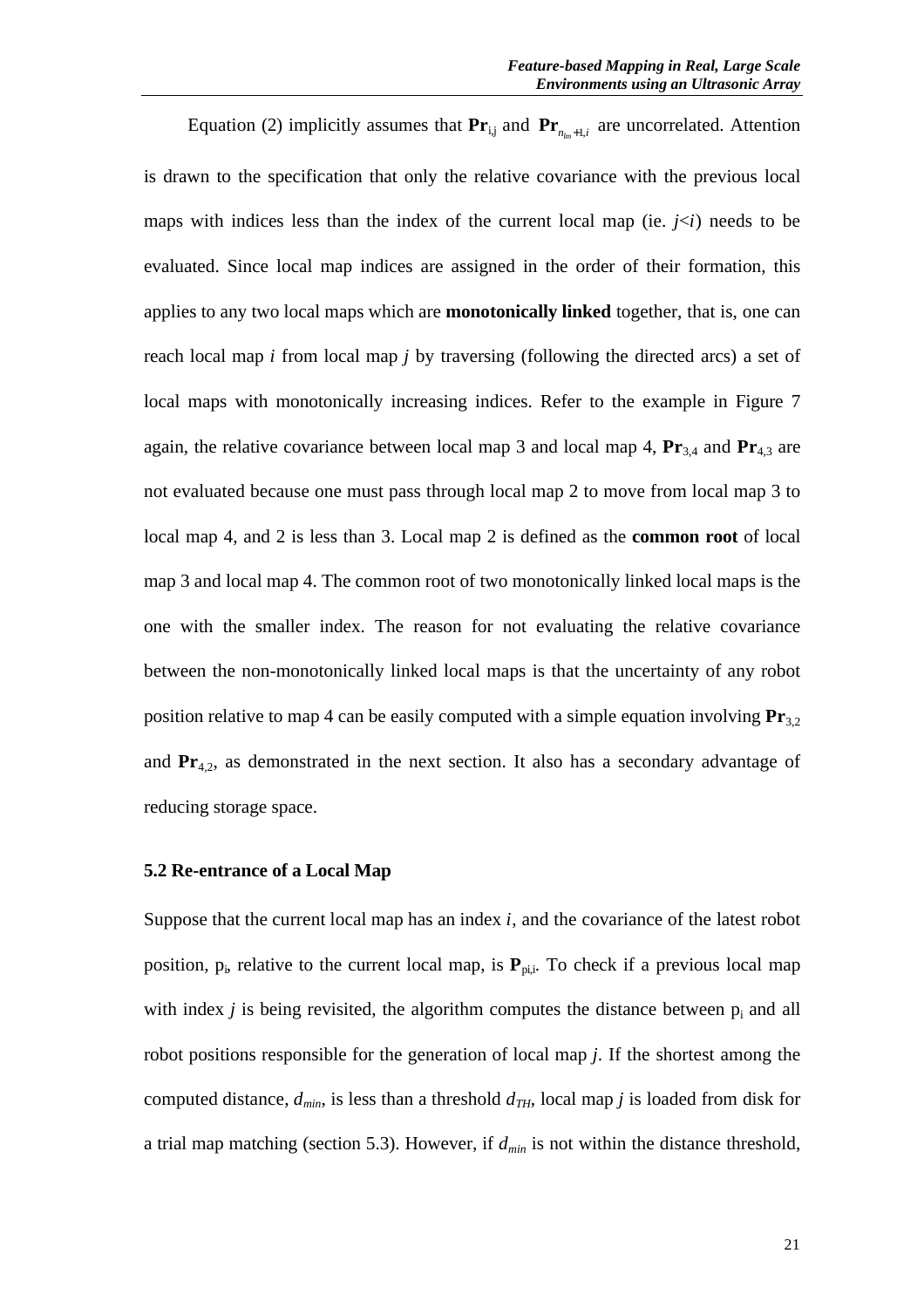Equation (2) implicitly assumes that $\mathbf{Pr}_{i,j}$ and $\mathbf{Pr}_{n_{lm}+1,i}$ are uncorrelated. Attention is drawn to the specification that only the relative covariance with the previous local maps with indices less than the index of the current local map (ie. $j<i$) needs to be evaluated. Since local map indices are assigned in the order of their formation, this applies to any two local maps which are **monotonically linked** together, that is, one can reach local map $i$ from local map $j$ by traversing (following the directed arcs) a set of local maps with monotonically increasing indices. Refer to the example in Figure 7 again, the relative covariance between local map 3 and local map 4, $\mathbf{Pr}_{3,4}$ and $\mathbf{Pr}_{4,3}$ are not evaluated because one must pass through local map 2 to move from local map 3 to local map 4, and 2 is less than 3. Local map 2 is defined as the **common root** of local map 3 and local map 4. The common root of two monotonically linked local maps is the one with the smaller index. The reason for not evaluating the relative covariance between the non-monotonically linked local maps is that the uncertainty of any robot position relative to map 4 can be easily computed with a simple equation involving $\mathbf{Pr}_{3,2}$ and $\mathbf{Pr}_{4,2}$, as demonstrated in the next section. It also has a secondary advantage of reducing storage space.

### 5.2 Re-entrance of a Local Map

Suppose that the current local map has an index $i$, and the covariance of the latest robot position, $p_i$, relative to the current local map, is $\mathbf{P}_{pi,i}$. To check if a previous local map with index $j$ is being revisited, the algorithm computes the distance between $p_i$ and all robot positions responsible for the generation of local map $j$. If the shortest among the computed distance, $d_{min}$, is less than a threshold $d_{TH}$, local map $j$ is loaded from disk for a trial map matching (section 5.3). However, if $d_{min}$ is not within the distance threshold,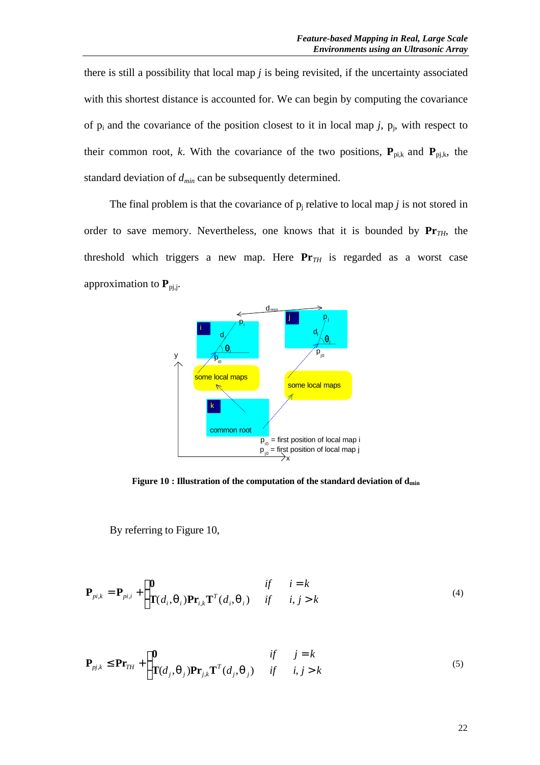there is still a possibility that local map *j* is being revisited, if the uncertainty associated with this shortest distance is accounted for. We can begin by computing the covariance of $p_i$ and the covariance of the position closest to it in local map *j*, $p_j$, with respect to their common root, *k*. With the covariance of the two positions, $\mathbf{P}_{pi,k}$ and $\mathbf{P}_{pj,k}$, the standard deviation of $d_{min}$ can be subsequently determined.

The final problem is that the covariance of $p_j$ relative to local map *j* is not stored in order to save memory. Nevertheless, one knows that it is bounded by $\mathbf{Pr}_{TH}$, the threshold which triggers a new map. Here $\mathbf{Pr}_{TH}$ is regarded as a worst case approximation to $\mathbf{P}_{pj,j}$.

**Figure 10 : Illustration of the computation of the standard deviation of $d_{min}$**

By referring to Figure 10,

$$\mathbf{P}_{pi,k} = \mathbf{P}_{pi,i} + \begin{cases} \mathbf{0} & if \quad i = k \\ \mathbf{T}(d_i, \theta_i)\mathbf{Pr}_{i,k}\mathbf{T}^T(d_i, \theta_i) & if \quad i, j > k \end{cases} \tag{4}$$

$$\mathbf{P}_{pj,k} \leq \mathbf{Pr}_{TH} + \begin{cases} \mathbf{0} & if \quad j = k \\ \mathbf{T}(d_j, \theta_j)\mathbf{Pr}_{j,k}\mathbf{T}^T(d_j, \theta_j) & if \quad i, j > k \end{cases} \tag{5}$$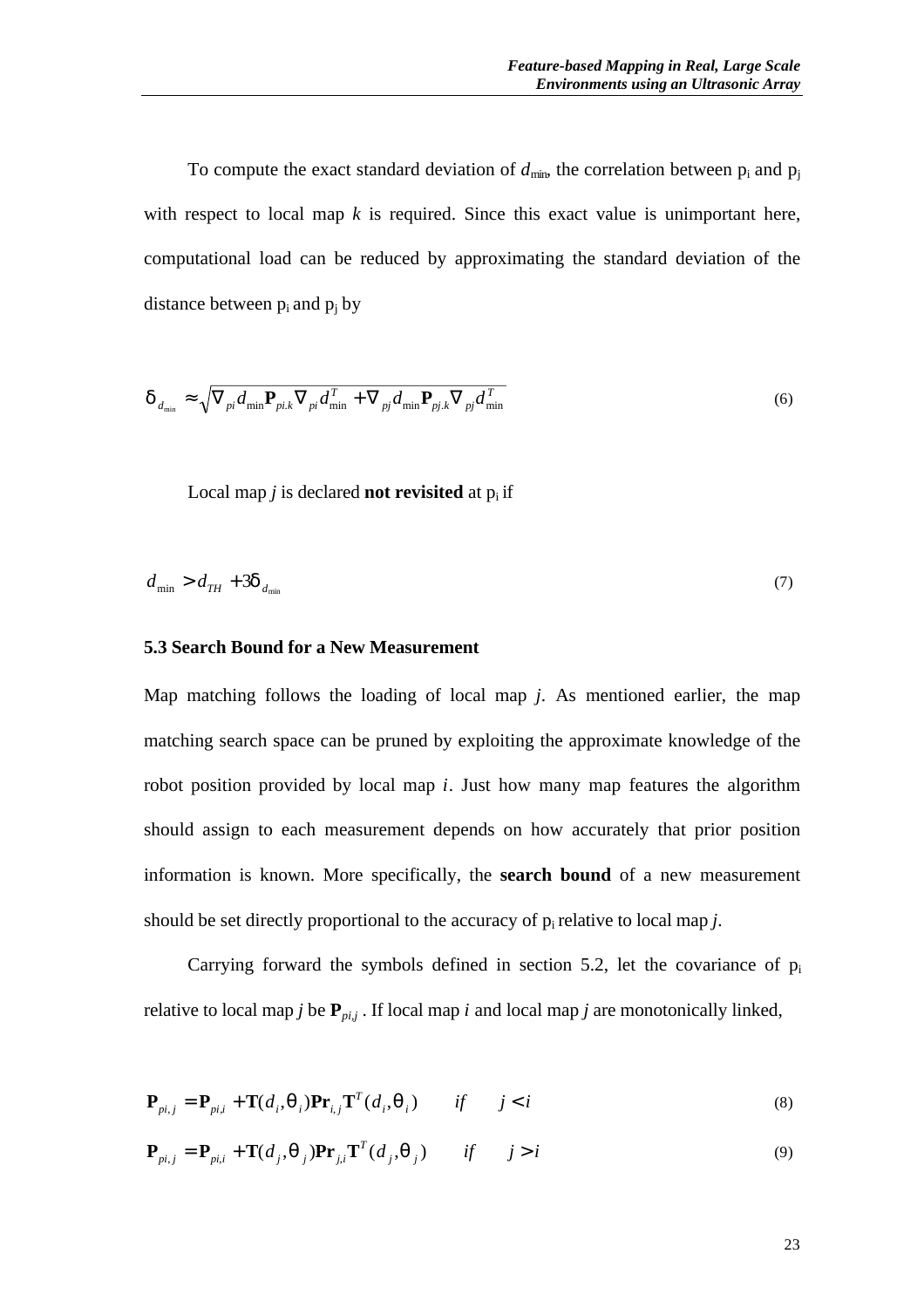To compute the exact standard deviation of $d_{\min}$, the correlation between $p_i$ and $p_j$ with respect to local map $k$ is required. Since this exact value is unimportant here, computational load can be reduced by approximating the standard deviation of the distance between $p_i$ and $p_j$ by

$$\delta_{d_{\min}} \approx \sqrt{\nabla_{pi} d_{\min} \mathbf{P}_{pi.k} \nabla_{pi} d_{\min}^T + \nabla_{pj} d_{\min} \mathbf{P}_{pj.k} \nabla_{pj} d_{\min}^T} \tag{6}$$

Local map $j$ is declared **not revisited** at $p_i$ if

$$d_{\min} > d_{TH} + 3\delta_{d_{\min}} \tag{7}$$

### 5.3 Search Bound for a New Measurement

Map matching follows the loading of local map $j$. As mentioned earlier, the map matching search space can be pruned by exploiting the approximate knowledge of the robot position provided by local map $i$. Just how many map features the algorithm should assign to each measurement depends on how accurately that prior position information is known. More specifically, the **search bound** of a new measurement should be set directly proportional to the accuracy of $p_i$ relative to local map $j$.

Carrying forward the symbols defined in section 5.2, let the covariance of $p_i$ relative to local map $j$ be $\mathbf{P}_{pi,j}$. If local map $i$ and local map $j$ are monotonically linked,

$$\mathbf{P}_{pi,j} = \mathbf{P}_{pi,i} + \mathbf{T}(d_i, \theta_i) \mathbf{Pr}_{i,j} \mathbf{T}^T(d_i, \theta_i) \qquad if \qquad j < i \tag{8}$$

$$\mathbf{P}_{pi,j} = \mathbf{P}_{pi,i} + \mathbf{T}(d_j, \theta_j) \mathbf{Pr}_{j,i} \mathbf{T}^T(d_j, \theta_j) \qquad if \qquad j > i \tag{9}$$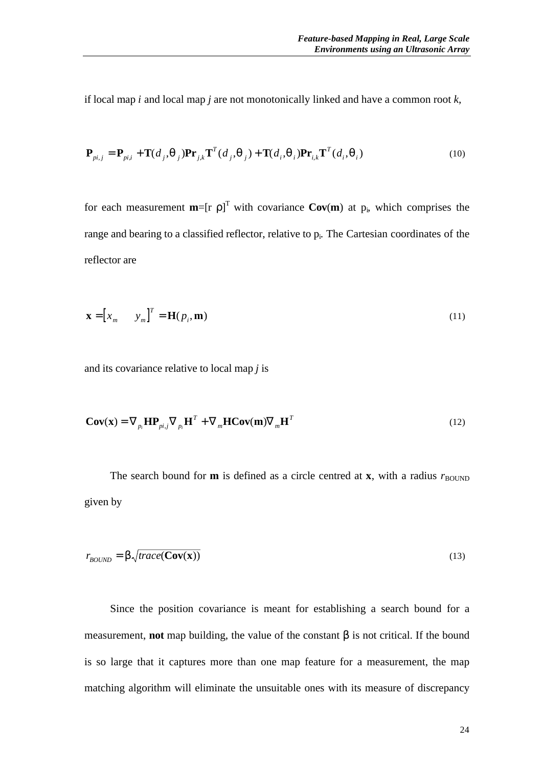if local map *i* and local map *j* are not monotonically linked and have a common root *k*,

$$\mathbf{P}_{pi,j} = \mathbf{P}_{pi,i} + \mathbf{T}(d_j,\theta_j)\mathbf{Pr}_{j,k}\mathbf{T}^T(d_j,\theta_j) + \mathbf{T}(d_i,\theta_i)\mathbf{Pr}_{i,k}\mathbf{T}^T(d_i,\theta_i) \tag{10}$$

for each measurement $\mathbf{m}=[r\ \rho]^T$ with covariance $\mathbf{Cov}(\mathbf{m})$ at $p_i$, which comprises the range and bearing to a classified reflector, relative to $p_i$. The Cartesian coordinates of the reflector are

$$\mathbf{x} = \begin{bmatrix} x_m & y_m \end{bmatrix}^T = \mathbf{H}(p_i, \mathbf{m}) \tag{11}$$

and its covariance relative to local map *j* is

$$\mathbf{Cov}(\mathbf{x}) = \nabla_{p_i}\mathbf{H}\mathbf{P}_{pi,j}\nabla_{p_i}\mathbf{H}^T + \nabla_m\mathbf{H}\mathbf{Cov}(\mathbf{m})\nabla_m\mathbf{H}^T \tag{12}$$

The search bound for **m** is defined as a circle centred at **x**, with a radius $r_{\text{BOUND}}$ given by

$$r_{BOUND} = \beta\sqrt{trace(\mathbf{Cov}(\mathbf{x}))} \tag{13}$$

Since the position covariance is meant for establishing a search bound for a measurement, **not** map building, the value of the constant $\beta$ is not critical. If the bound is so large that it captures more than one map feature for a measurement, the map matching algorithm will eliminate the unsuitable ones with its measure of discrepancy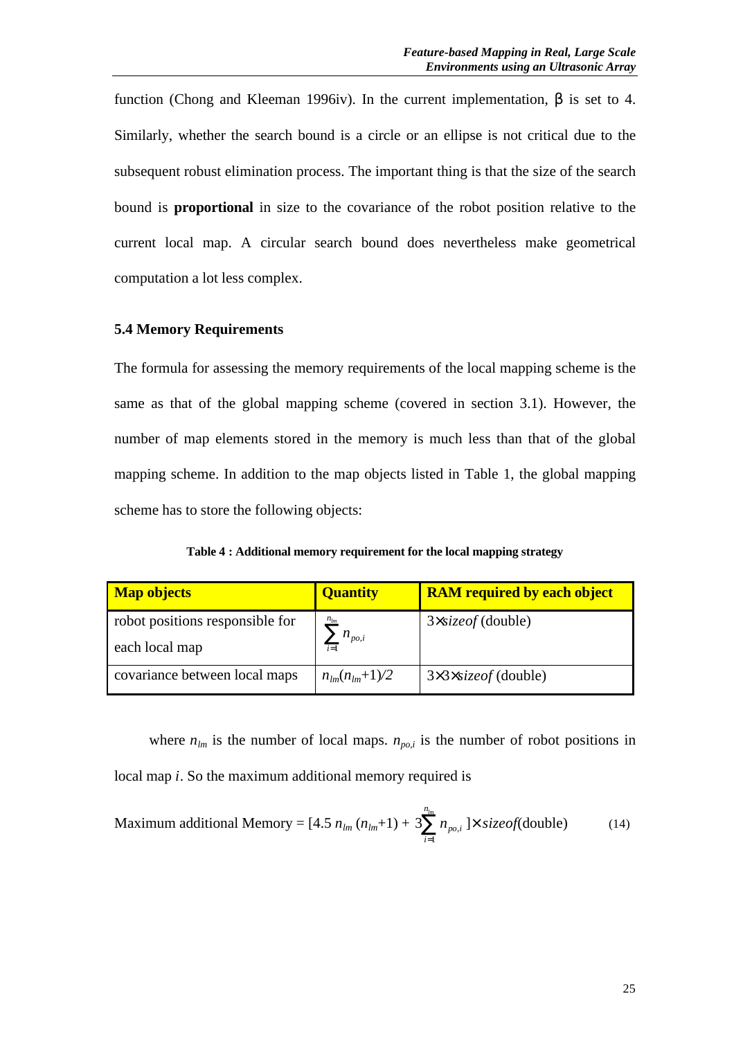function (Chong and Kleeman 1996iv). In the current implementation, β is set to 4. Similarly, whether the search bound is a circle or an ellipse is not critical due to the subsequent robust elimination process. The important thing is that the size of the search bound is **proportional** in size to the covariance of the robot position relative to the current local map. A circular search bound does nevertheless make geometrical computation a lot less complex.

### 5.4 Memory Requirements

The formula for assessing the memory requirements of the local mapping scheme is the same as that of the global mapping scheme (covered in section 3.1). However, the number of map elements stored in the memory is much less than that of the global mapping scheme. In addition to the map objects listed in Table 1, the global mapping scheme has to store the following objects:

**Table 4 : Additional memory requirement for the local mapping strategy**

| Map objects | Quantity | RAM required by each object |
|---|---|---|
| robot positions responsible for each local map | $\sum_{i=1}^{n_{lm}} n_{po,i}$ | 3×*sizeof* (double) |
| covariance between local maps | $n_{lm}(n_{lm}+1)/2$ | 3×3×*sizeof* (double) |

where $n_{lm}$ is the number of local maps. $n_{po,i}$ is the number of robot positions in local map $i$. So the maximum additional memory required is

$$\text{Maximum additional Memory} = [4.5\, n_{lm}\, (n_{lm}+1) + 3\sum_{i=1}^{n_{lm}} n_{po,i}\,] \times sizeof(\text{double}) \qquad (14)$$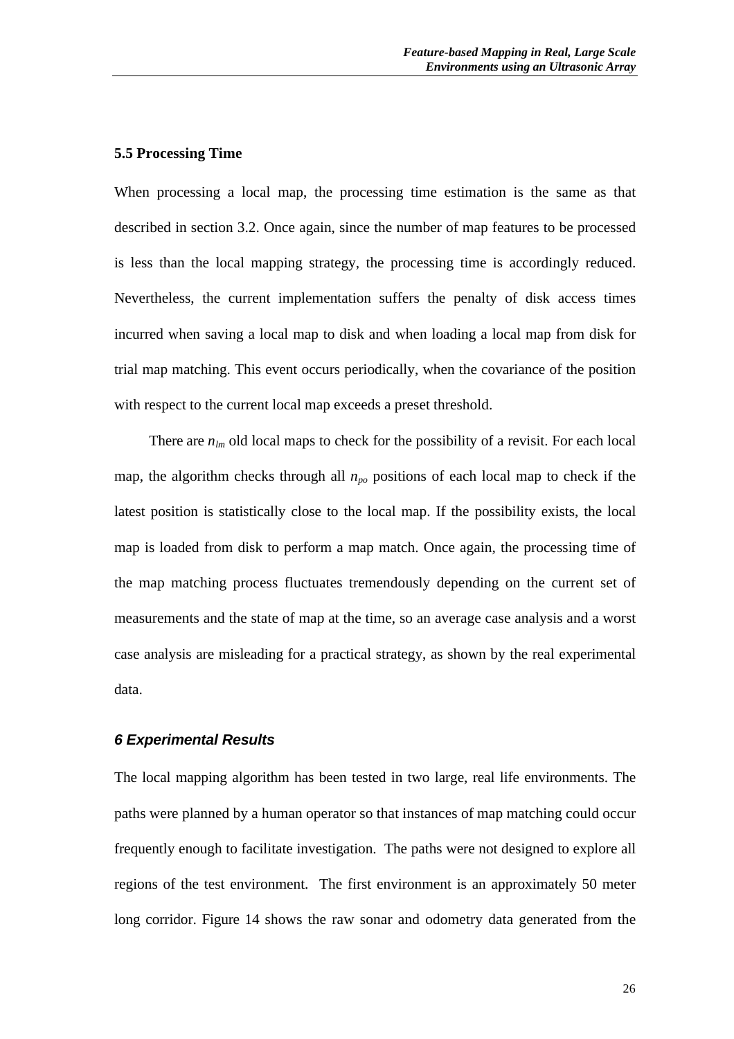### 5.5 Processing Time

When processing a local map, the processing time estimation is the same as that described in section 3.2. Once again, since the number of map features to be processed is less than the local mapping strategy, the processing time is accordingly reduced. Nevertheless, the current implementation suffers the penalty of disk access times incurred when saving a local map to disk and when loading a local map from disk for trial map matching. This event occurs periodically, when the covariance of the position with respect to the current local map exceeds a preset threshold.

There are $n_{lm}$ old local maps to check for the possibility of a revisit. For each local map, the algorithm checks through all $n_{po}$ positions of each local map to check if the latest position is statistically close to the local map. If the possibility exists, the local map is loaded from disk to perform a map match. Once again, the processing time of the map matching process fluctuates tremendously depending on the current set of measurements and the state of map at the time, so an average case analysis and a worst case analysis are misleading for a practical strategy, as shown by the real experimental data.

## *6 Experimental Results*

The local mapping algorithm has been tested in two large, real life environments. The paths were planned by a human operator so that instances of map matching could occur frequently enough to facilitate investigation. The paths were not designed to explore all regions of the test environment. The first environment is an approximately 50 meter long corridor. Figure 14 shows the raw sonar and odometry data generated from the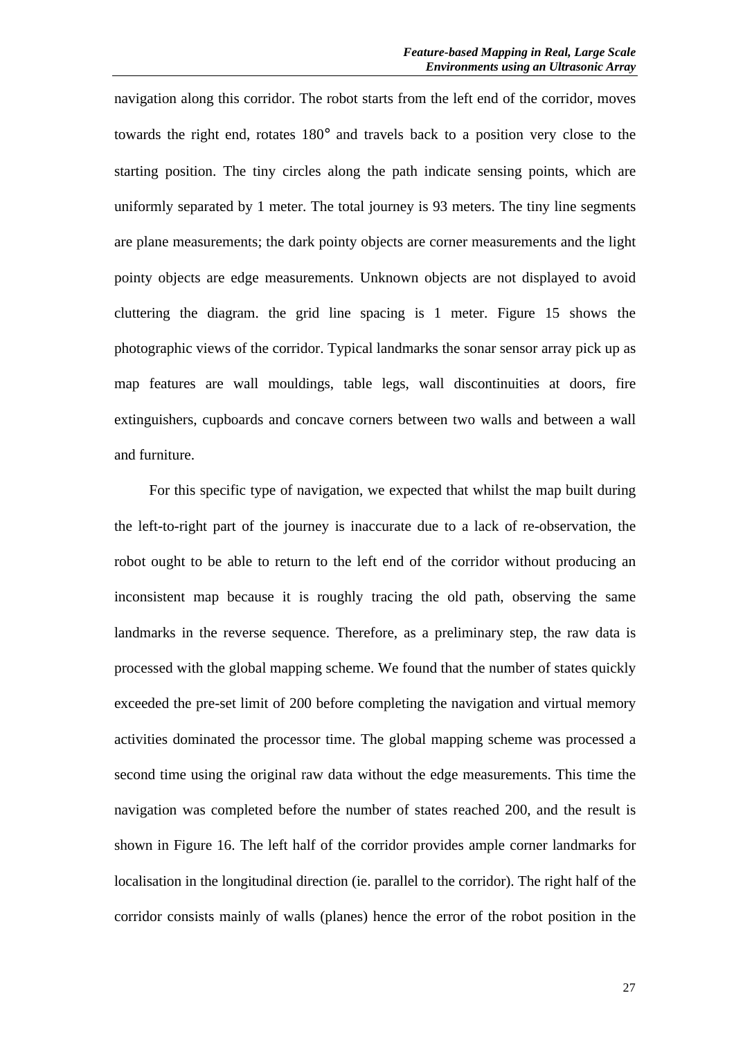navigation along this corridor. The robot starts from the left end of the corridor, moves towards the right end, rotates 180° and travels back to a position very close to the starting position. The tiny circles along the path indicate sensing points, which are uniformly separated by 1 meter. The total journey is 93 meters. The tiny line segments are plane measurements; the dark pointy objects are corner measurements and the light pointy objects are edge measurements. Unknown objects are not displayed to avoid cluttering the diagram. the grid line spacing is 1 meter. Figure 15 shows the photographic views of the corridor. Typical landmarks the sonar sensor array pick up as map features are wall mouldings, table legs, wall discontinuities at doors, fire extinguishers, cupboards and concave corners between two walls and between a wall and furniture.

For this specific type of navigation, we expected that whilst the map built during the left-to-right part of the journey is inaccurate due to a lack of re-observation, the robot ought to be able to return to the left end of the corridor without producing an inconsistent map because it is roughly tracing the old path, observing the same landmarks in the reverse sequence. Therefore, as a preliminary step, the raw data is processed with the global mapping scheme. We found that the number of states quickly exceeded the pre-set limit of 200 before completing the navigation and virtual memory activities dominated the processor time. The global mapping scheme was processed a second time using the original raw data without the edge measurements. This time the navigation was completed before the number of states reached 200, and the result is shown in Figure 16. The left half of the corridor provides ample corner landmarks for localisation in the longitudinal direction (ie. parallel to the corridor). The right half of the corridor consists mainly of walls (planes) hence the error of the robot position in the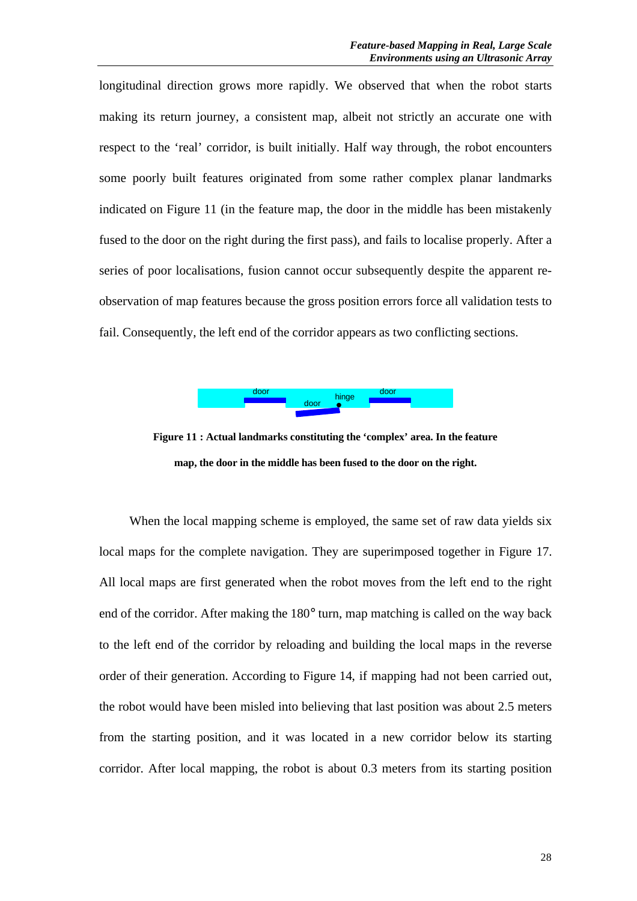longitudinal direction grows more rapidly. We observed that when the robot starts making its return journey, a consistent map, albeit not strictly an accurate one with respect to the 'real' corridor, is built initially. Half way through, the robot encounters some poorly built features originated from some rather complex planar landmarks indicated on Figure 11 (in the feature map, the door in the middle has been mistakenly fused to the door on the right during the first pass), and fails to localise properly. After a series of poor localisations, fusion cannot occur subsequently despite the apparent re-observation of map features because the gross position errors force all validation tests to fail. Consequently, the left end of the corridor appears as two conflicting sections.

**Figure 11 : Actual landmarks constituting the 'complex' area. In the feature map, the door in the middle has been fused to the door on the right.**

When the local mapping scheme is employed, the same set of raw data yields six local maps for the complete navigation. They are superimposed together in Figure 17. All local maps are first generated when the robot moves from the left end to the right end of the corridor. After making the 180° turn, map matching is called on the way back to the left end of the corridor by reloading and building the local maps in the reverse order of their generation. According to Figure 14, if mapping had not been carried out, the robot would have been misled into believing that last position was about 2.5 meters from the starting position, and it was located in a new corridor below its starting corridor. After local mapping, the robot is about 0.3 meters from its starting position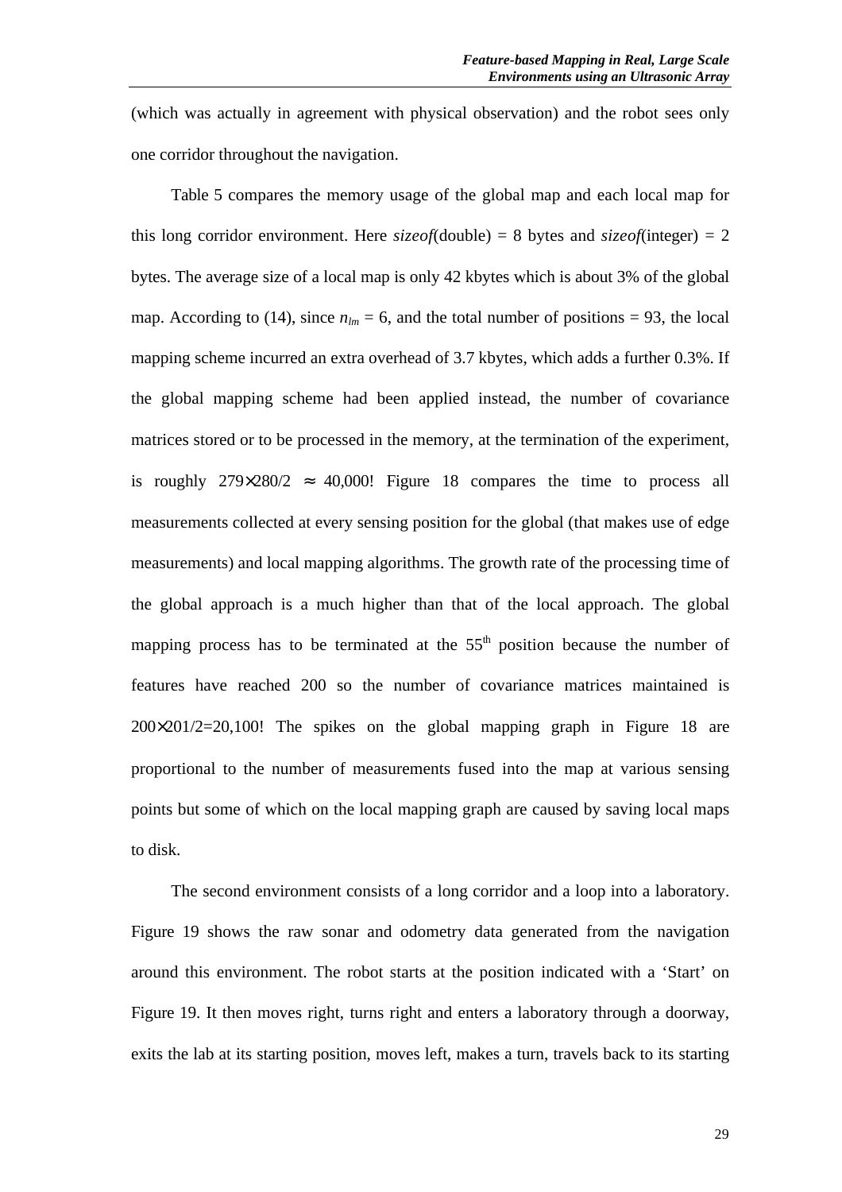(which was actually in agreement with physical observation) and the robot sees only one corridor throughout the navigation.

Table 5 compares the memory usage of the global map and each local map for this long corridor environment. Here *sizeof*(double) = 8 bytes and *sizeof*(integer) = 2 bytes. The average size of a local map is only 42 kbytes which is about 3% of the global map. According to (14), since $n_{lm} = 6$, and the total number of positions = 93, the local mapping scheme incurred an extra overhead of 3.7 kbytes, which adds a further 0.3%. If the global mapping scheme had been applied instead, the number of covariance matrices stored or to be processed in the memory, at the termination of the experiment, is roughly $279 \times 280/2 \approx 40{,}000$! Figure 18 compares the time to process all measurements collected at every sensing position for the global (that makes use of edge measurements) and local mapping algorithms. The growth rate of the processing time of the global approach is a much higher than that of the local approach. The global mapping process has to be terminated at the 55$^{th}$ position because the number of features have reached 200 so the number of covariance matrices maintained is $200 \times 201/2 = 20{,}100$! The spikes on the global mapping graph in Figure 18 are proportional to the number of measurements fused into the map at various sensing points but some of which on the local mapping graph are caused by saving local maps to disk.

The second environment consists of a long corridor and a loop into a laboratory. Figure 19 shows the raw sonar and odometry data generated from the navigation around this environment. The robot starts at the position indicated with a 'Start' on Figure 19. It then moves right, turns right and enters a laboratory through a doorway, exits the lab at its starting position, moves left, makes a turn, travels back to its starting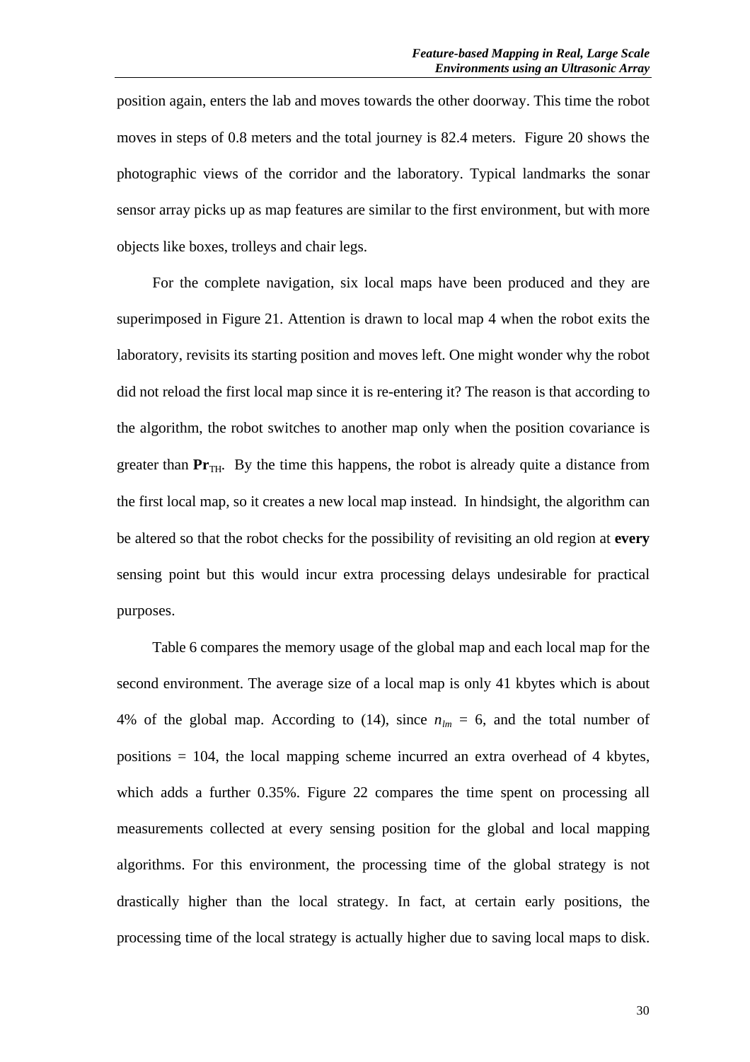position again, enters the lab and moves towards the other doorway. This time the robot moves in steps of 0.8 meters and the total journey is 82.4 meters. Figure 20 shows the photographic views of the corridor and the laboratory. Typical landmarks the sonar sensor array picks up as map features are similar to the first environment, but with more objects like boxes, trolleys and chair legs.

For the complete navigation, six local maps have been produced and they are superimposed in Figure 21. Attention is drawn to local map 4 when the robot exits the laboratory, revisits its starting position and moves left. One might wonder why the robot did not reload the first local map since it is re-entering it? The reason is that according to the algorithm, the robot switches to another map only when the position covariance is greater than $\mathbf{Pr}_{TH}$. By the time this happens, the robot is already quite a distance from the first local map, so it creates a new local map instead. In hindsight, the algorithm can be altered so that the robot checks for the possibility of revisiting an old region at **every** sensing point but this would incur extra processing delays undesirable for practical purposes.

Table 6 compares the memory usage of the global map and each local map for the second environment. The average size of a local map is only 41 kbytes which is about 4% of the global map. According to (14), since $n_{lm}$ = 6, and the total number of positions = 104, the local mapping scheme incurred an extra overhead of 4 kbytes, which adds a further 0.35%. Figure 22 compares the time spent on processing all measurements collected at every sensing position for the global and local mapping algorithms. For this environment, the processing time of the global strategy is not drastically higher than the local strategy. In fact, at certain early positions, the processing time of the local strategy is actually higher due to saving local maps to disk.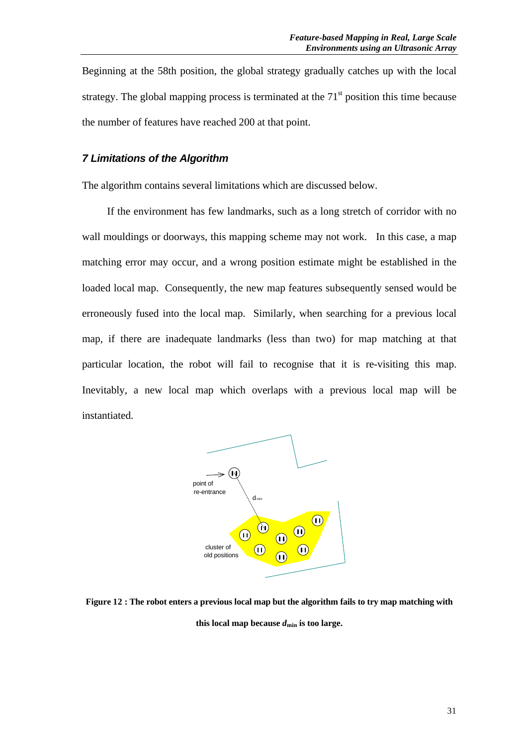Beginning at the 58th position, the global strategy gradually catches up with the local strategy. The global mapping process is terminated at the 71st position this time because the number of features have reached 200 at that point.

## *7 Limitations of the Algorithm*

The algorithm contains several limitations which are discussed below.

If the environment has few landmarks, such as a long stretch of corridor with no wall mouldings or doorways, this mapping scheme may not work. In this case, a map matching error may occur, and a wrong position estimate might be established in the loaded local map. Consequently, the new map features subsequently sensed would be erroneously fused into the local map. Similarly, when searching for a previous local map, if there are inadequate landmarks (less than two) for map matching at that particular location, the robot will fail to recognise that it is re-visiting this map. Inevitably, a new local map which overlaps with a previous local map will be instantiated.

**Figure 12 : The robot enters a previous local map but the algorithm fails to try map matching with this local map because $d_{min}$ is too large.**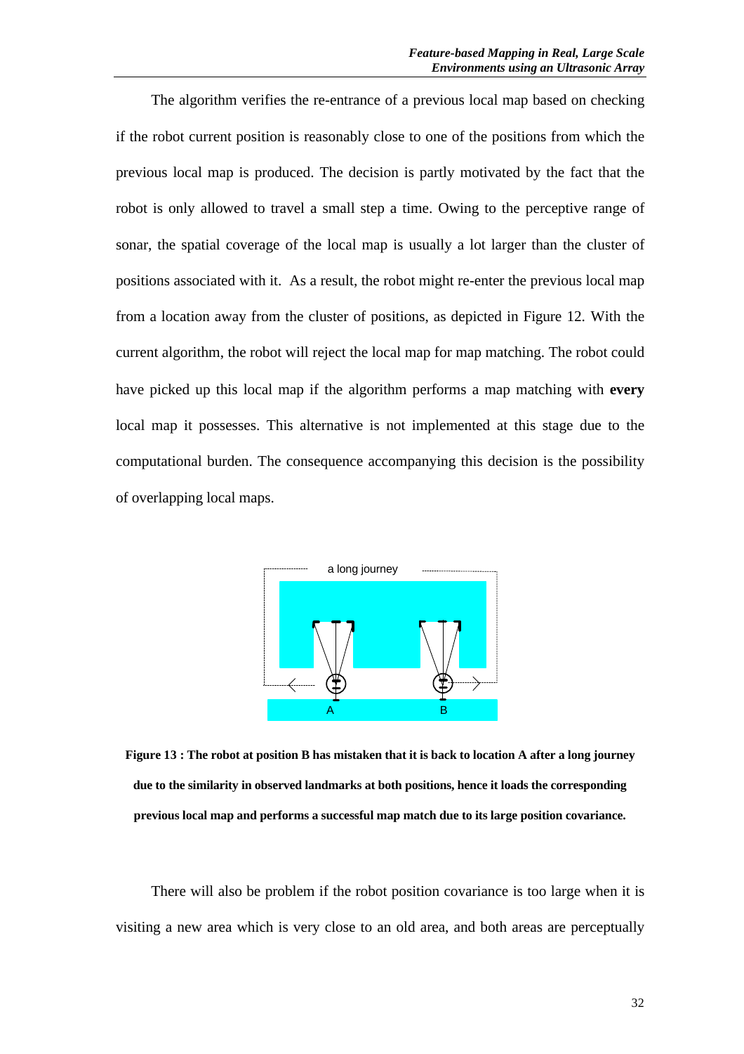The algorithm verifies the re-entrance of a previous local map based on checking if the robot current position is reasonably close to one of the positions from which the previous local map is produced. The decision is partly motivated by the fact that the robot is only allowed to travel a small step a time. Owing to the perceptive range of sonar, the spatial coverage of the local map is usually a lot larger than the cluster of positions associated with it. As a result, the robot might re-enter the previous local map from a location away from the cluster of positions, as depicted in Figure 12. With the current algorithm, the robot will reject the local map for map matching. The robot could have picked up this local map if the algorithm performs a map matching with **every** local map it possesses. This alternative is not implemented at this stage due to the computational burden. The consequence accompanying this decision is the possibility of overlapping local maps.

**Figure 13 : The robot at position B has mistaken that it is back to location A after a long journey due to the similarity in observed landmarks at both positions, hence it loads the corresponding previous local map and performs a successful map match due to its large position covariance.**

There will also be problem if the robot position covariance is too large when it is visiting a new area which is very close to an old area, and both areas are perceptually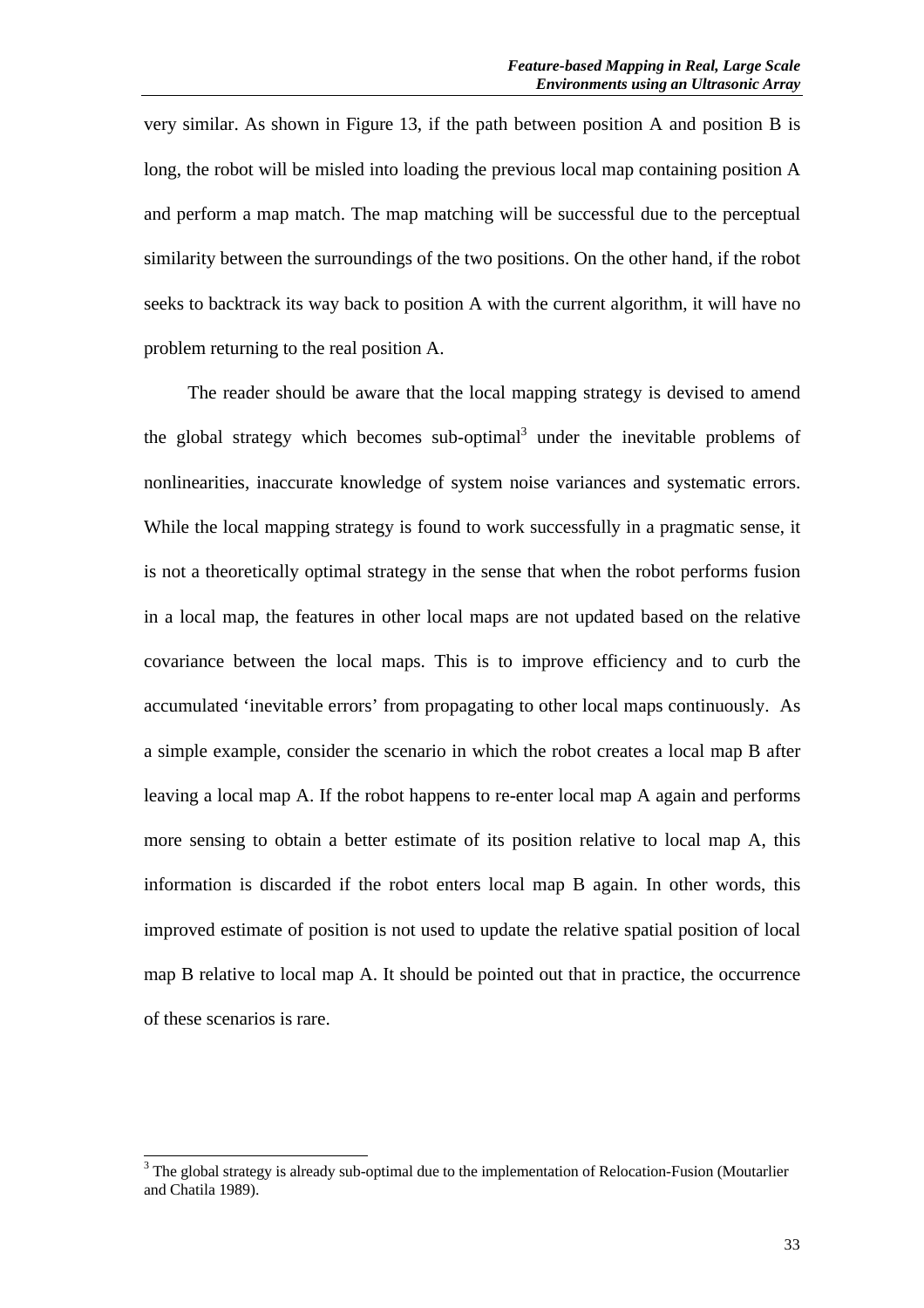very similar. As shown in Figure 13, if the path between position A and position B is long, the robot will be misled into loading the previous local map containing position A and perform a map match. The map matching will be successful due to the perceptual similarity between the surroundings of the two positions. On the other hand, if the robot seeks to backtrack its way back to position A with the current algorithm, it will have no problem returning to the real position A.

The reader should be aware that the local mapping strategy is devised to amend the global strategy which becomes sub-optimal[3] under the inevitable problems of nonlinearities, inaccurate knowledge of system noise variances and systematic errors. While the local mapping strategy is found to work successfully in a pragmatic sense, it is not a theoretically optimal strategy in the sense that when the robot performs fusion in a local map, the features in other local maps are not updated based on the relative covariance between the local maps. This is to improve efficiency and to curb the accumulated 'inevitable errors' from propagating to other local maps continuously. As a simple example, consider the scenario in which the robot creates a local map B after leaving a local map A. If the robot happens to re-enter local map A again and performs more sensing to obtain a better estimate of its position relative to local map A, this information is discarded if the robot enters local map B again. In other words, this improved estimate of position is not used to update the relative spatial position of local map B relative to local map A. It should be pointed out that in practice, the occurrence of these scenarios is rare.

---

[3] The global strategy is already sub-optimal due to the implementation of Relocation-Fusion (Moutarlier and Chatila 1989).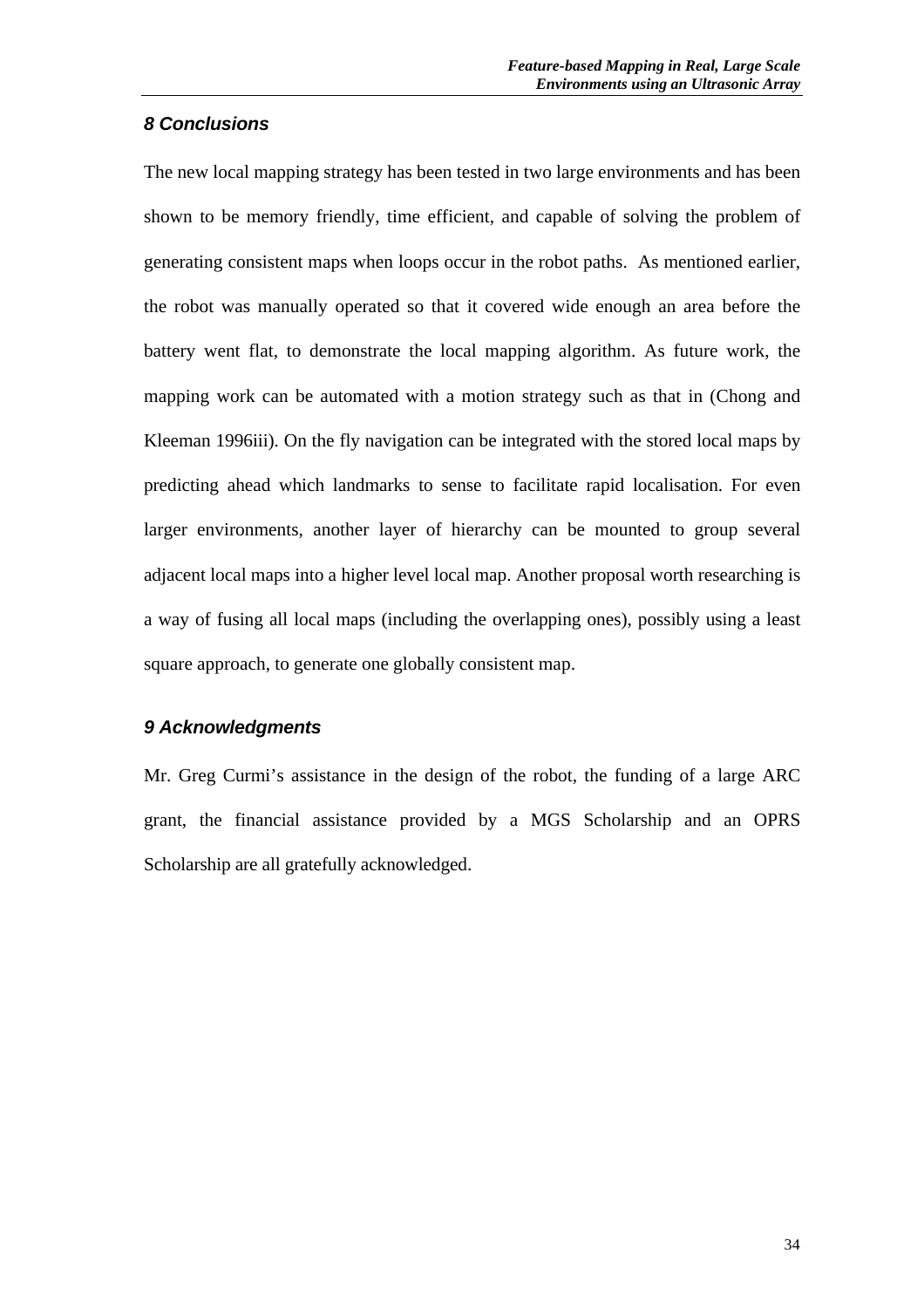## *8 Conclusions*

The new local mapping strategy has been tested in two large environments and has been shown to be memory friendly, time efficient, and capable of solving the problem of generating consistent maps when loops occur in the robot paths. As mentioned earlier, the robot was manually operated so that it covered wide enough an area before the battery went flat, to demonstrate the local mapping algorithm. As future work, the mapping work can be automated with a motion strategy such as that in (Chong and Kleeman 1996iii). On the fly navigation can be integrated with the stored local maps by predicting ahead which landmarks to sense to facilitate rapid localisation. For even larger environments, another layer of hierarchy can be mounted to group several adjacent local maps into a higher level local map. Another proposal worth researching is a way of fusing all local maps (including the overlapping ones), possibly using a least square approach, to generate one globally consistent map.

## *9 Acknowledgments*

Mr. Greg Curmi's assistance in the design of the robot, the funding of a large ARC grant, the financial assistance provided by a MGS Scholarship and an OPRS Scholarship are all gratefully acknowledged.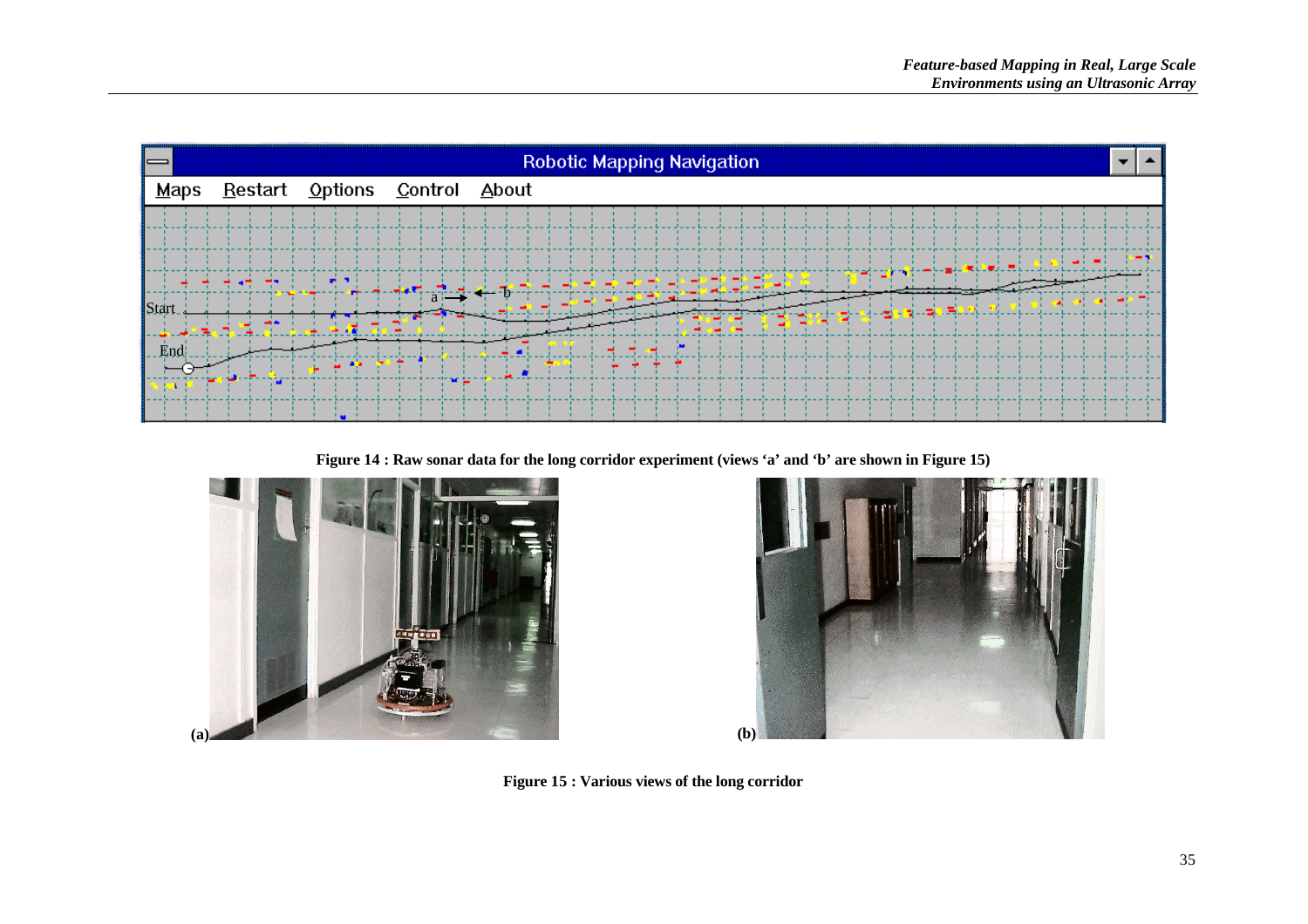**Figure 14 : Raw sonar data for the long corridor experiment (views ‘a’ and ‘b’ are shown in Figure 15)**

**Figure 15 : Various views of the long corridor**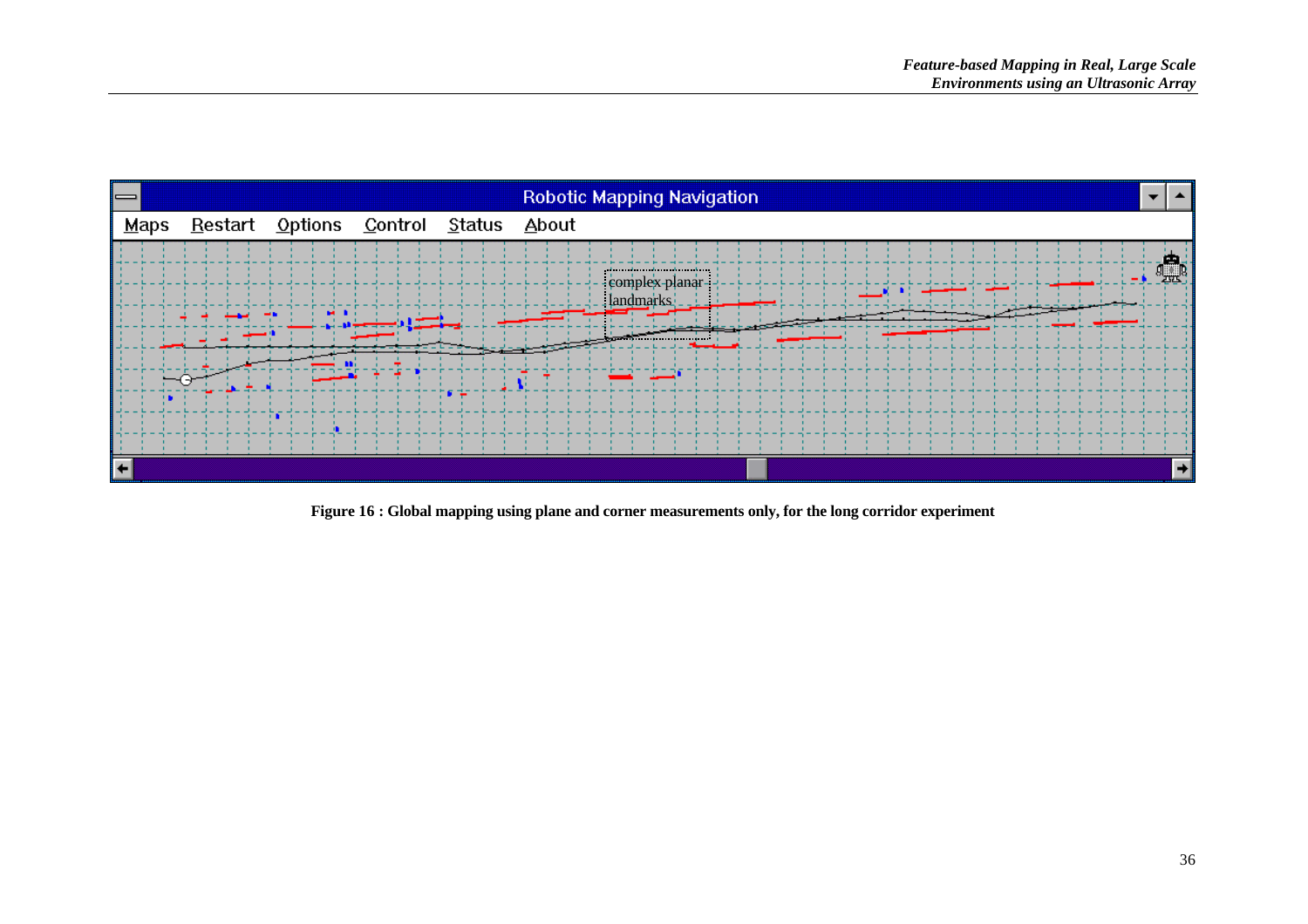**Figure 16 : Global mapping using plane and corner measurements only, for the long corridor experiment**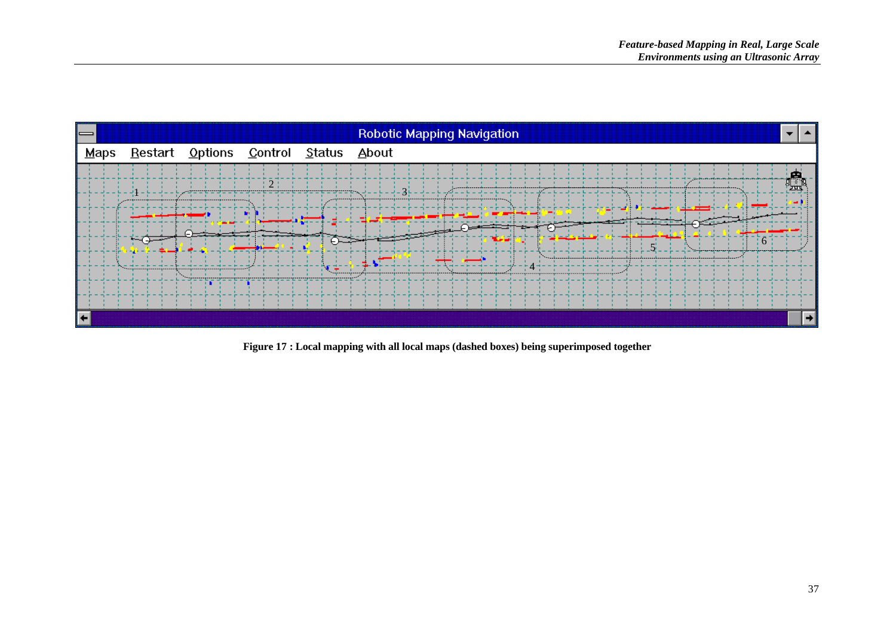**Figure 17 : Local mapping with all local maps (dashed boxes) being superimposed together**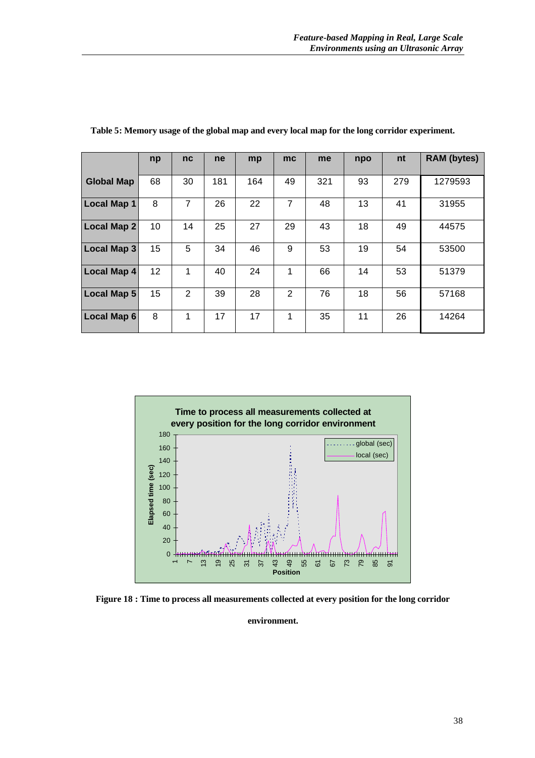**Table 5: Memory usage of the global map and every local map for the long corridor experiment.**

| | np | nc | ne | mp | mc | me | npo | nt | RAM (bytes) |
|---|---|---|---|---|---|---|---|---|---|
| **Global Map** | 68 | 30 | 181 | 164 | 49 | 321 | 93 | 279 | 1279593 |
| **Local Map 1** | 8 | 7 | 26 | 22 | 7 | 48 | 13 | 41 | 31955 |
| **Local Map 2** | 10 | 14 | 25 | 27 | 29 | 43 | 18 | 49 | 44575 |
| **Local Map 3** | 15 | 5 | 34 | 46 | 9 | 53 | 19 | 54 | 53500 |
| **Local Map 4** | 12 | 1 | 40 | 24 | 1 | 66 | 14 | 53 | 51379 |
| **Local Map 5** | 15 | 2 | 39 | 28 | 2 | 76 | 18 | 56 | 57168 |
| **Local Map 6** | 8 | 1 | 17 | 17 | 1 | 35 | 11 | 26 | 14264 |

**Figure 18 : Time to process all measurements collected at every position for the long corridor environment.**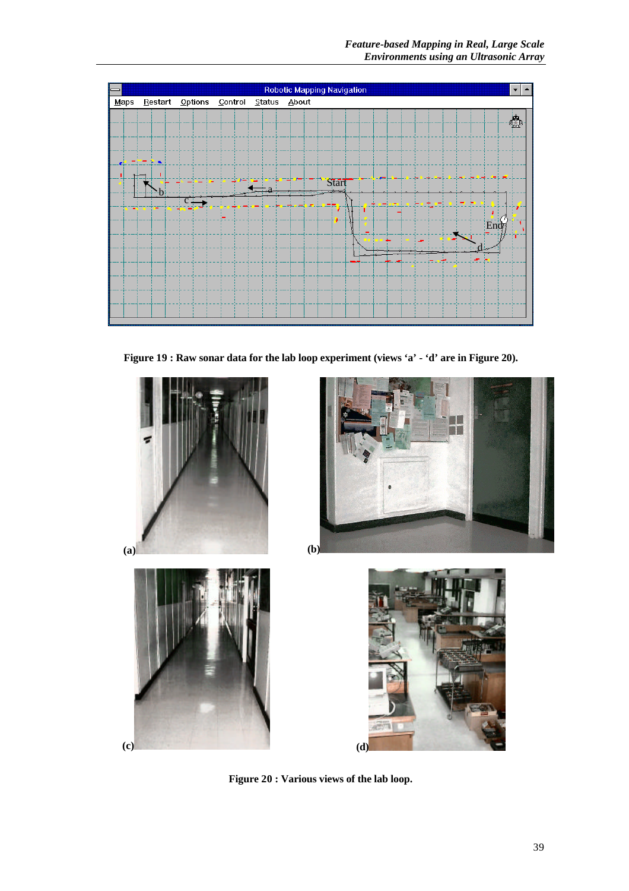Figure 19 : Raw sonar data for the lab loop experiment (views ‘a’ - ‘d’ are in Figure 20).

Figure 20 : Various views of the lab loop.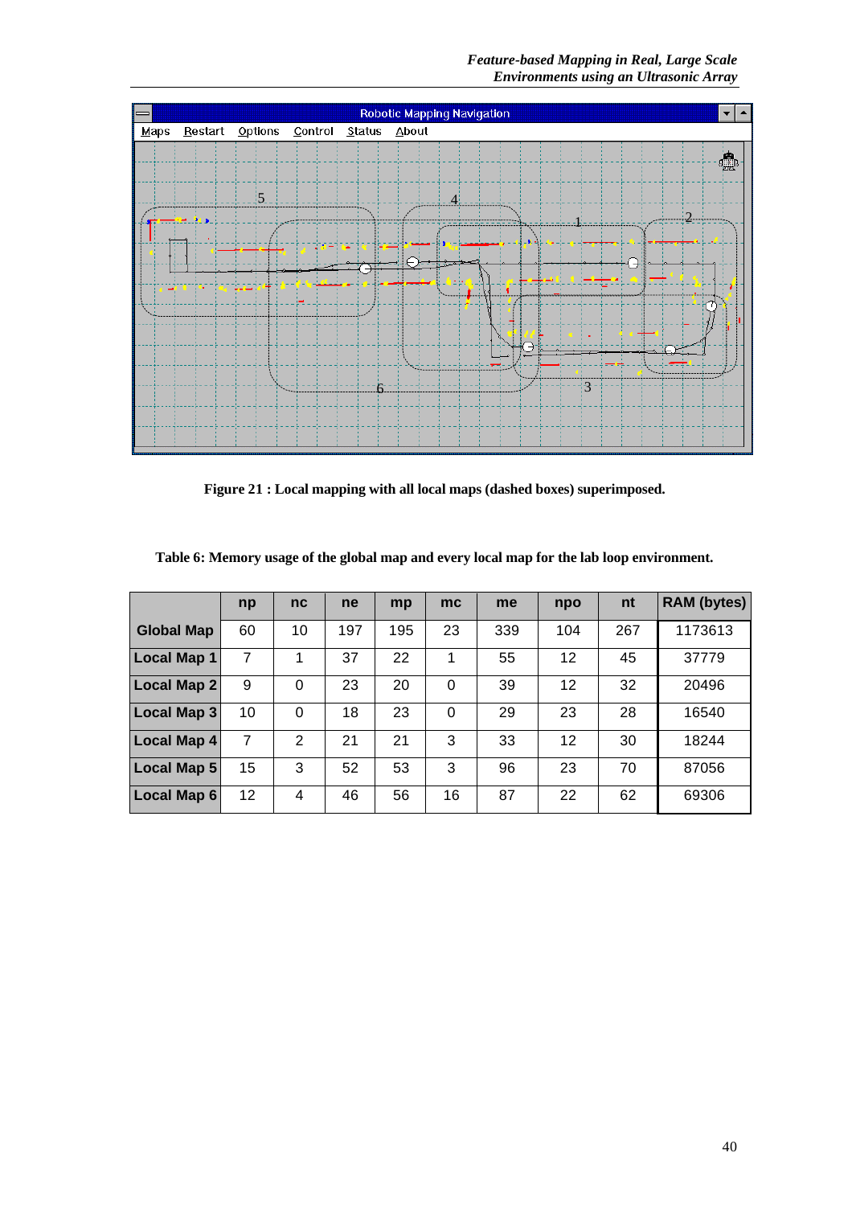Figure 21 : Local mapping with all local maps (dashed boxes) superimposed.

Table 6: Memory usage of the global map and every local map for the lab loop environment.

| | np | nc | ne | mp | mc | me | npo | nt | RAM (bytes) |
|---|---|---|---|---|---|---|---|---|---|
| Global Map | 60 | 10 | 197 | 195 | 23 | 339 | 104 | 267 | 1173613 |
| Local Map 1 | 7 | 1 | 37 | 22 | 1 | 55 | 12 | 45 | 37779 |
| Local Map 2 | 9 | 0 | 23 | 20 | 0 | 39 | 12 | 32 | 20496 |
| Local Map 3 | 10 | 0 | 18 | 23 | 0 | 29 | 23 | 28 | 16540 |
| Local Map 4 | 7 | 2 | 21 | 21 | 3 | 33 | 12 | 30 | 18244 |
| Local Map 5 | 15 | 3 | 52 | 53 | 3 | 96 | 23 | 70 | 87056 |
| Local Map 6 | 12 | 4 | 46 | 56 | 16 | 87 | 22 | 62 | 69306 |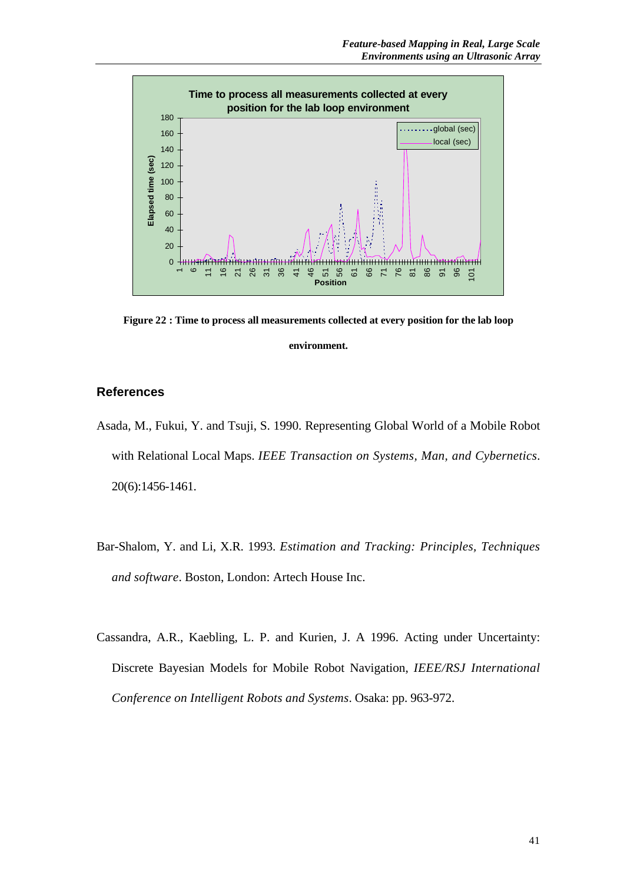**Figure 22 : Time to process all measurements collected at every position for the lab loop environment.**

## References

Asada, M., Fukui, Y. and Tsuji, S. 1990. Representing Global World of a Mobile Robot with Relational Local Maps. *IEEE Transaction on Systems, Man, and Cybernetics*. 20(6):1456-1461.

Bar-Shalom, Y. and Li, X.R. 1993. *Estimation and Tracking: Principles, Techniques and software*. Boston, London: Artech House Inc.

Cassandra, A.R., Kaebling, L. P. and Kurien, J. A 1996. Acting under Uncertainty: Discrete Bayesian Models for Mobile Robot Navigation, *IEEE/RSJ International Conference on Intelligent Robots and Systems*. Osaka: pp. 963-972.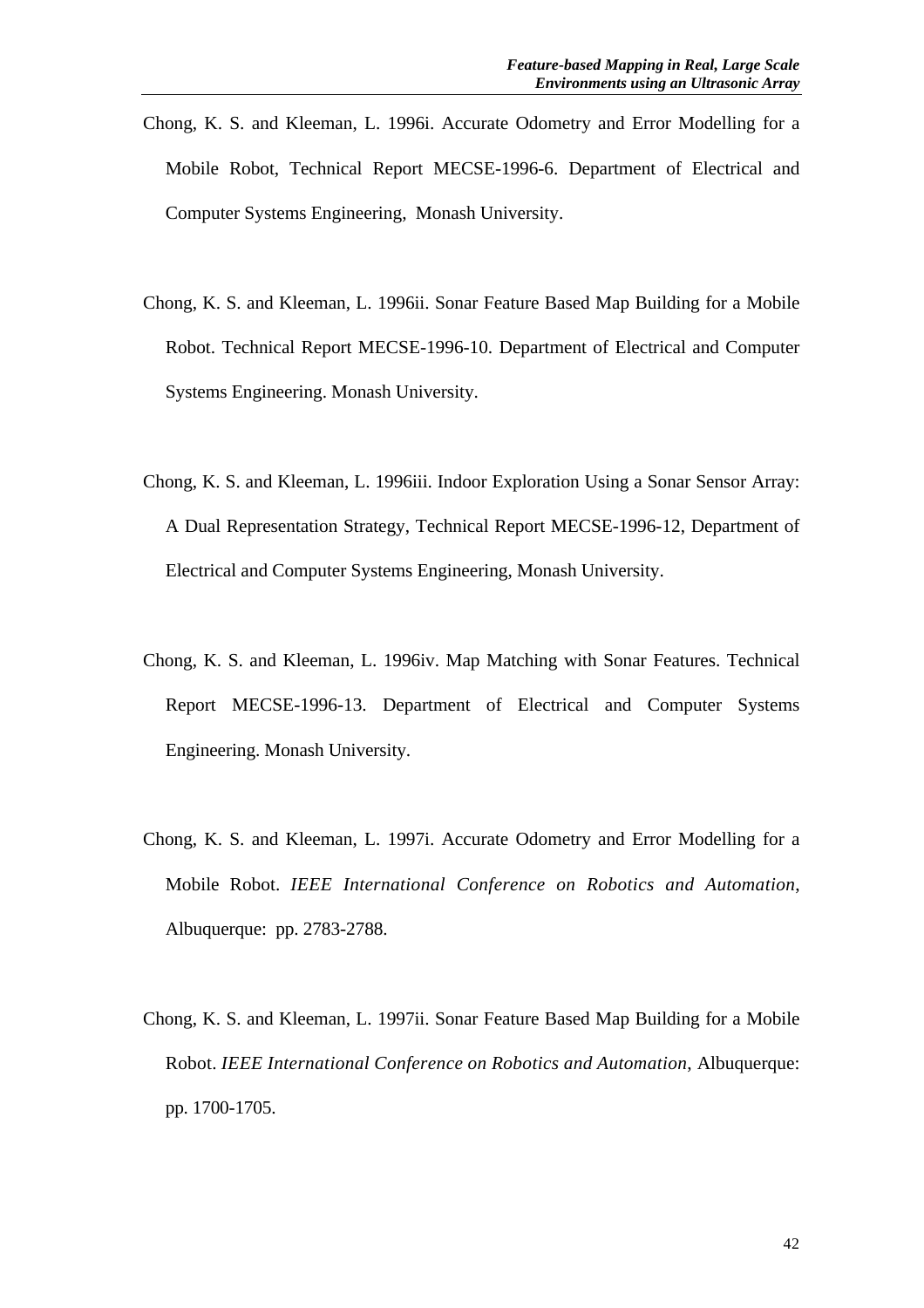Chong, K. S. and Kleeman, L. 1996i. Accurate Odometry and Error Modelling for a Mobile Robot, Technical Report MECSE-1996-6. Department of Electrical and Computer Systems Engineering, Monash University.

Chong, K. S. and Kleeman, L. 1996ii. Sonar Feature Based Map Building for a Mobile Robot. Technical Report MECSE-1996-10. Department of Electrical and Computer Systems Engineering. Monash University.

Chong, K. S. and Kleeman, L. 1996iii. Indoor Exploration Using a Sonar Sensor Array: A Dual Representation Strategy, Technical Report MECSE-1996-12, Department of Electrical and Computer Systems Engineering, Monash University.

Chong, K. S. and Kleeman, L. 1996iv. Map Matching with Sonar Features. Technical Report MECSE-1996-13. Department of Electrical and Computer Systems Engineering. Monash University.

Chong, K. S. and Kleeman, L. 1997i. Accurate Odometry and Error Modelling for a Mobile Robot. *IEEE International Conference on Robotics and Automation*, Albuquerque: pp. 2783-2788.

Chong, K. S. and Kleeman, L. 1997ii. Sonar Feature Based Map Building for a Mobile Robot. *IEEE International Conference on Robotics and Automation*, Albuquerque: pp. 1700-1705.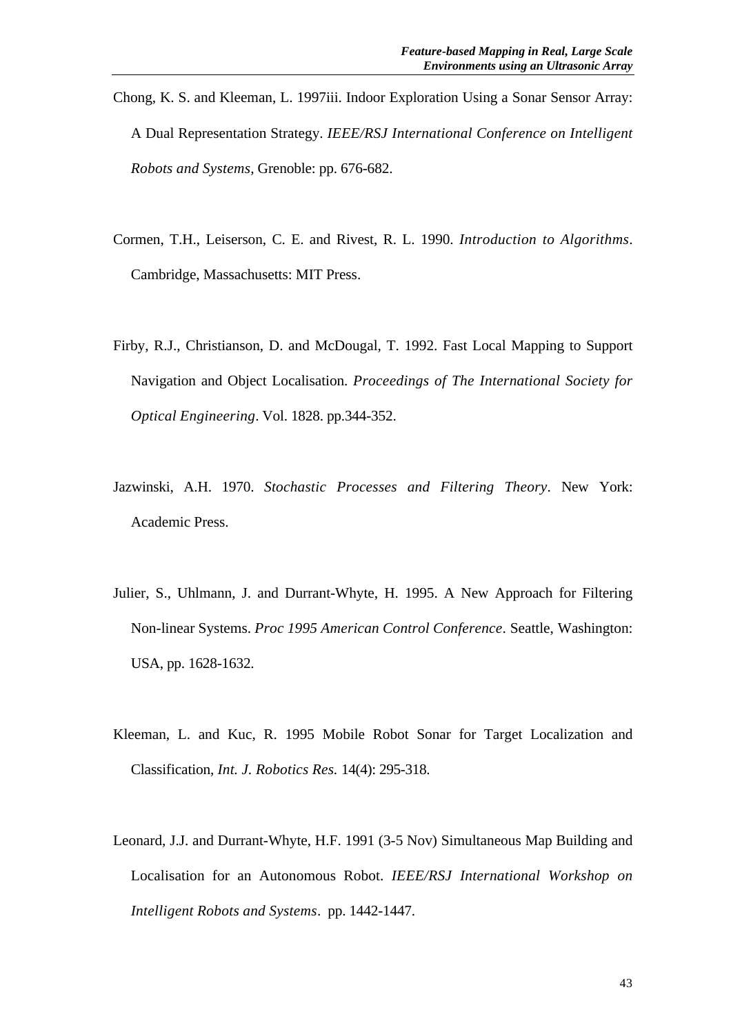Chong, K. S. and Kleeman, L. 1997iii. Indoor Exploration Using a Sonar Sensor Array: A Dual Representation Strategy. *IEEE/RSJ International Conference on Intelligent Robots and Systems*, Grenoble: pp. 676-682.

Cormen, T.H., Leiserson, C. E. and Rivest, R. L. 1990. *Introduction to Algorithms*. Cambridge, Massachusetts: MIT Press.

Firby, R.J., Christianson, D. and McDougal, T. 1992. Fast Local Mapping to Support Navigation and Object Localisation. *Proceedings of The International Society for Optical Engineering*. Vol. 1828. pp.344-352.

Jazwinski, A.H. 1970. *Stochastic Processes and Filtering Theory*. New York: Academic Press.

Julier, S., Uhlmann, J. and Durrant-Whyte, H. 1995. A New Approach for Filtering Non-linear Systems. *Proc 1995 American Control Conference*. Seattle, Washington: USA, pp. 1628-1632.

Kleeman, L. and Kuc, R. 1995 Mobile Robot Sonar for Target Localization and Classification, *Int. J. Robotics Res.* 14(4): 295-318.

Leonard, J.J. and Durrant-Whyte, H.F. 1991 (3-5 Nov) Simultaneous Map Building and Localisation for an Autonomous Robot. *IEEE/RSJ International Workshop on Intelligent Robots and Systems*. pp. 1442-1447.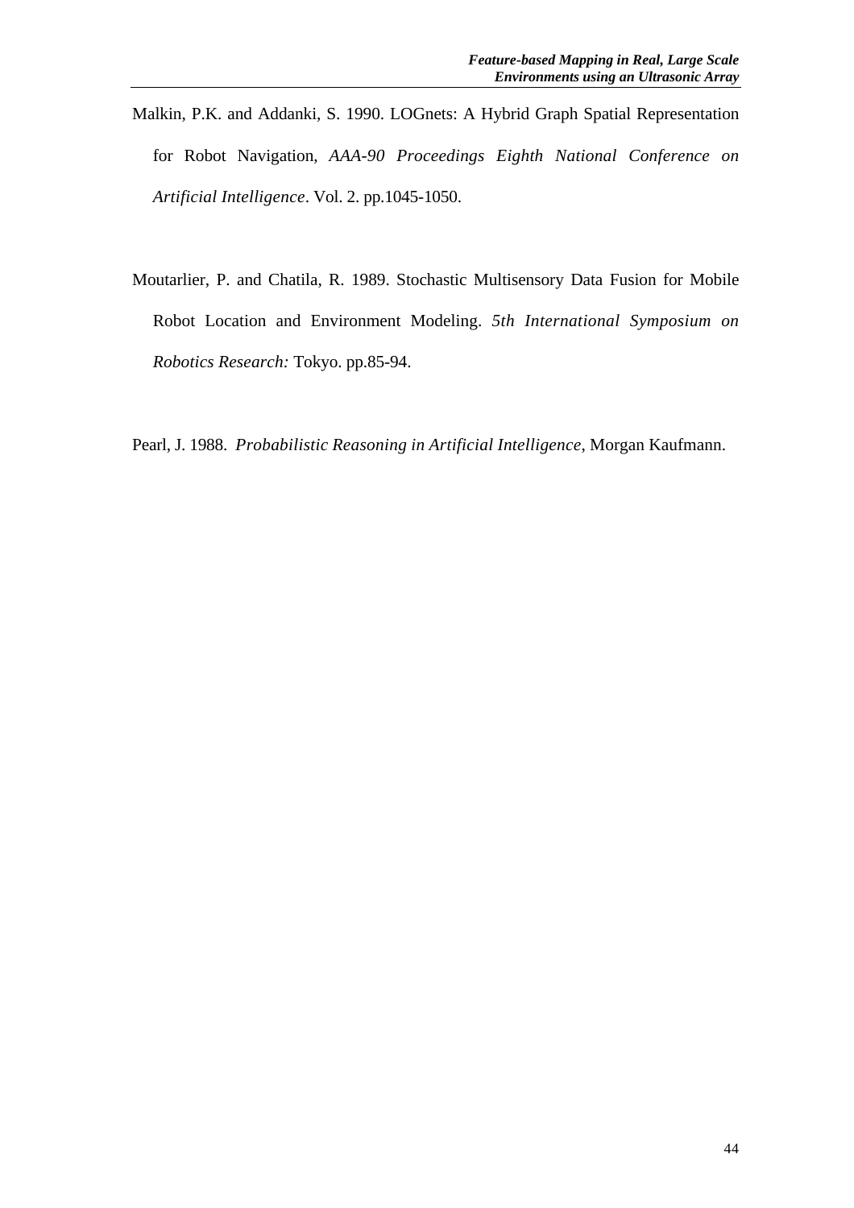Malkin, P.K. and Addanki, S. 1990. LOGnets: A Hybrid Graph Spatial Representation for Robot Navigation, *AAA-90 Proceedings Eighth National Conference on Artificial Intelligence*. Vol. 2. pp.1045-1050.

Moutarlier, P. and Chatila, R. 1989. Stochastic Multisensory Data Fusion for Mobile Robot Location and Environment Modeling. *5th International Symposium on Robotics Research:* Tokyo. pp.85-94.

Pearl, J. 1988. *Probabilistic Reasoning in Artificial Intelligence*, Morgan Kaufmann.